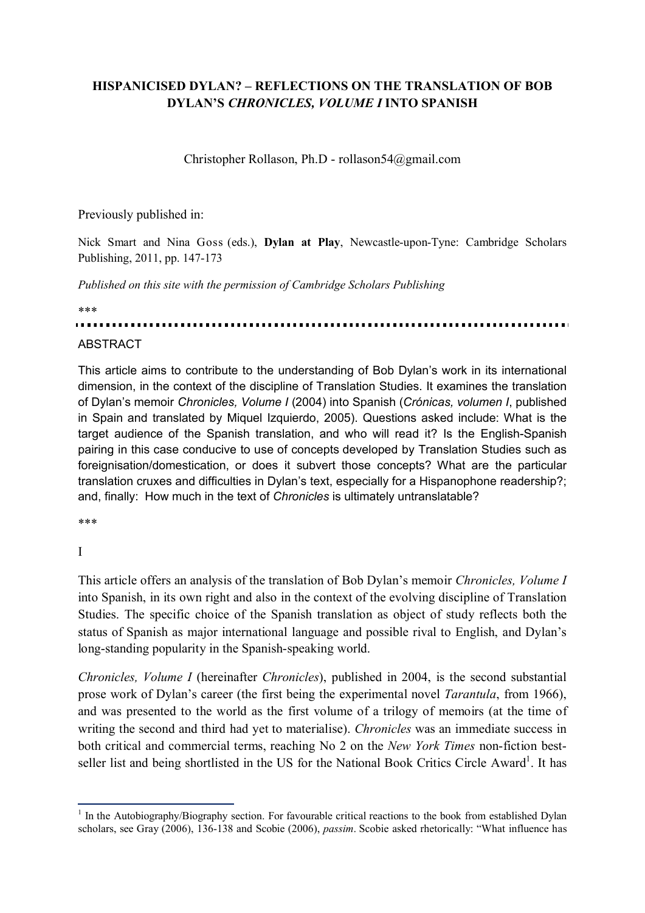# HISPANICISED DYLAN? – REFLECTIONS ON THE TRANSLATION OF BOB DYLAN'S *CHRONICLES, VOLUME I* INTO SPANISH

Christopher Rollason, Ph.D - rollason54@gmail.com

Previously published in:

Nick Smart and Nina Goss (eds.), **Dylan at Play**, Newcastle-upon-Tyne: Cambridge Scholars Publishing, 2011, pp. 147-173

*Published on this site with the permission of Cambridge Scholars Publishing*

\*\*\*

## ABSTRACT

This article aims to contribute to the understanding of Bob Dylan's work in its international dimension, in the context of the discipline of Translation Studies. It examines the translation of Dylan's memoir *Chronicles, Volume I* (2004) into Spanish (*Crónicas, volumen I*, published in Spain and translated by Miquel Izquierdo, 2005). Questions asked include: What is the target audience of the Spanish translation, and who will read it? Is the English-Spanish pairing in this case conducive to use of concepts developed by Translation Studies such as foreignisation/domestication, or does it subvert those concepts? What are the particular translation cruxes and difficulties in Dylan's text, especially for a Hispanophone readership?; and, finally: How much in the text of *Chronicles* is ultimately untranslatable?

\*\*\*

## I

This article offers an analysis of the translation of Bob Dylan's memoir *Chronicles, Volume I* into Spanish, in its own right and also in the context of the evolving discipline of Translation Studies. The specific choice of the Spanish translation as object of study reflects both the status of Spanish as major international language and possible rival to English, and Dylan's long-standing popularity in the Spanish-speaking world.

*Chronicles, Volume I* (hereinafter *Chronicles*), published in 2004, is the second substantial prose work of Dylan's career (the first being the experimental novel *Tarantula*, from 1966), and was presented to the world as the first volume of a trilogy of memoirs (at the time of writing the second and third had yet to materialise). *Chronicles* was an immediate success in both critical and commercial terms, reaching No 2 on the *New York Times* non-fiction best-seller list and being shortlisted in the US for the National Book Critics Circle Award[1]. It has

[1] In the Autobiography/Biography section. For favourable critical reactions to the book from established Dylan scholars, see Gray (2006), 136-138 and Scobie (2006), *passim*. Scobie asked rhetorically: "What influence has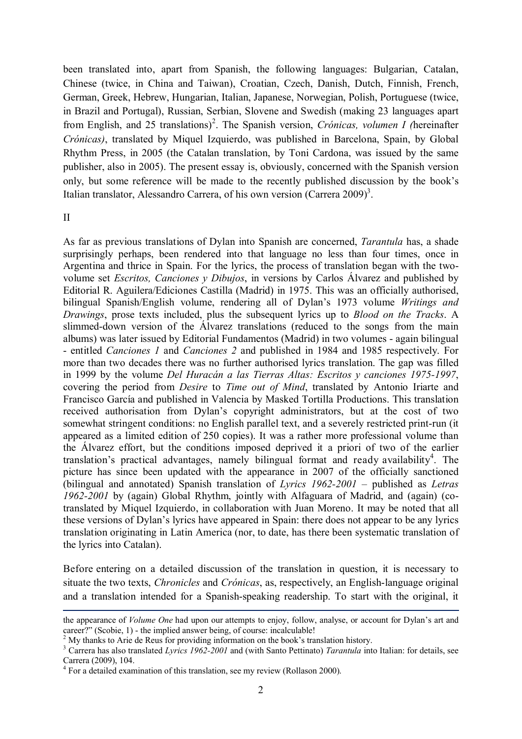been translated into, apart from Spanish, the following languages: Bulgarian, Catalan, Chinese (twice, in China and Taiwan), Croatian, Czech, Danish, Dutch, Finnish, French, German, Greek, Hebrew, Hungarian, Italian, Japanese, Norwegian, Polish, Portuguese (twice, in Brazil and Portugal), Russian, Serbian, Slovene and Swedish (making 23 languages apart from English, and 25 translations)[2]. The Spanish version, *Crónicas, volumen I (*hereinafter *Crónicas)*, translated by Miquel Izquierdo, was published in Barcelona, Spain, by Global Rhythm Press, in 2005 (the Catalan translation, by Toni Cardona, was issued by the same publisher, also in 2005). The present essay is, obviously, concerned with the Spanish version only, but some reference will be made to the recently published discussion by the book's Italian translator, Alessandro Carrera, of his own version (Carrera 2009)[3].

II

As far as previous translations of Dylan into Spanish are concerned, *Tarantula* has, a shade surprisingly perhaps, been rendered into that language no less than four times, once in Argentina and thrice in Spain. For the lyrics, the process of translation began with the two-volume set *Escritos, Canciones y Dibujos*, in versions by Carlos Álvarez and published by Editorial R. Aguilera/Ediciones Castilla (Madrid) in 1975. This was an officially authorised, bilingual Spanish/English volume, rendering all of Dylan's 1973 volume *Writings and Drawings*, prose texts included, plus the subsequent lyrics up to *Blood on the Tracks*. A slimmed-down version of the Álvarez translations (reduced to the songs from the main albums) was later issued by Editorial Fundamentos (Madrid) in two volumes - again bilingual - entitled *Canciones 1* and *Canciones 2* and published in 1984 and 1985 respectively. For more than two decades there was no further authorised lyrics translation. The gap was filled in 1999 by the volume *Del Huracán a las Tierras Altas: Escritos y canciones 1975-1997*, covering the period from *Desire* to *Time out of Mind*, translated by Antonio Iriarte and Francisco García and published in Valencia by Masked Tortilla Productions. This translation received authorisation from Dylan's copyright administrators, but at the cost of two somewhat stringent conditions: no English parallel text, and a severely restricted print-run (it appeared as a limited edition of 250 copies). It was a rather more professional volume than the Álvarez effort, but the conditions imposed deprived it a priori of two of the earlier translation's practical advantages, namely bilingual format and ready availability[4]. The picture has since been updated with the appearance in 2007 of the officially sanctioned (bilingual and annotated) Spanish translation of *Lyrics 1962-2001* – published as *Letras 1962-2001* by (again) Global Rhythm, jointly with Alfaguara of Madrid, and (again) (co-translated by Miquel Izquierdo, in collaboration with Juan Moreno. It may be noted that all these versions of Dylan's lyrics have appeared in Spain: there does not appear to be any lyrics translation originating in Latin America (nor, to date, has there been systematic translation of the lyrics into Catalan).

Before entering on a detailed discussion of the translation in question, it is necessary to situate the two texts, *Chronicles* and *Crónicas*, as, respectively, an English-language original and a translation intended for a Spanish-speaking readership. To start with the original, it

---

the appearance of *Volume One* had upon our attempts to enjoy, follow, analyse, or account for Dylan's art and career?" (Scobie, 1) - the implied answer being, of course: incalculable!

[2] My thanks to Arie de Reus for providing information on the book's translation history.

[3] Carrera has also translated *Lyrics 1962-2001* and (with Santo Pettinato) *Tarantula* into Italian: for details, see Carrera (2009), 104.

[4] For a detailed examination of this translation, see my review (Rollason 2000).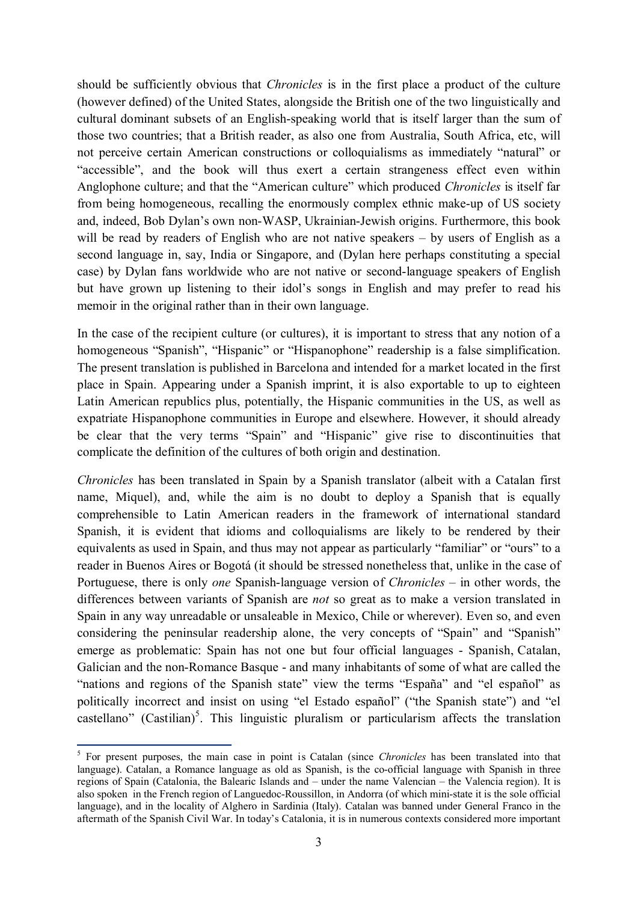should be sufficiently obvious that *Chronicles* is in the first place a product of the culture (however defined) of the United States, alongside the British one of the two linguistically and cultural dominant subsets of an English-speaking world that is itself larger than the sum of those two countries; that a British reader, as also one from Australia, South Africa, etc, will not perceive certain American constructions or colloquialisms as immediately "natural" or "accessible", and the book will thus exert a certain strangeness effect even within Anglophone culture; and that the "American culture" which produced *Chronicles* is itself far from being homogeneous, recalling the enormously complex ethnic make-up of US society and, indeed, Bob Dylan's own non-WASP, Ukrainian-Jewish origins. Furthermore, this book will be read by readers of English who are not native speakers – by users of English as a second language in, say, India or Singapore, and (Dylan here perhaps constituting a special case) by Dylan fans worldwide who are not native or second-language speakers of English but have grown up listening to their idol's songs in English and may prefer to read his memoir in the original rather than in their own language.

In the case of the recipient culture (or cultures), it is important to stress that any notion of a homogeneous "Spanish", "Hispanic" or "Hispanophone" readership is a false simplification. The present translation is published in Barcelona and intended for a market located in the first place in Spain. Appearing under a Spanish imprint, it is also exportable to up to eighteen Latin American republics plus, potentially, the Hispanic communities in the US, as well as expatriate Hispanophone communities in Europe and elsewhere. However, it should already be clear that the very terms "Spain" and "Hispanic" give rise to discontinuities that complicate the definition of the cultures of both origin and destination.

*Chronicles* has been translated in Spain by a Spanish translator (albeit with a Catalan first name, Miquel), and, while the aim is no doubt to deploy a Spanish that is equally comprehensible to Latin American readers in the framework of international standard Spanish, it is evident that idioms and colloquialisms are likely to be rendered by their equivalents as used in Spain, and thus may not appear as particularly "familiar" or "ours" to a reader in Buenos Aires or Bogotá (it should be stressed nonetheless that, unlike in the case of Portuguese, there is only *one* Spanish-language version of *Chronicles* – in other words, the differences between variants of Spanish are *not* so great as to make a version translated in Spain in any way unreadable or unsaleable in Mexico, Chile or wherever). Even so, and even considering the peninsular readership alone, the very concepts of "Spain" and "Spanish" emerge as problematic: Spain has not one but four official languages - Spanish, Catalan, Galician and the non-Romance Basque - and many inhabitants of some of what are called the "nations and regions of the Spanish state" view the terms "España" and "el español" as politically incorrect and insist on using "el Estado español" ("the Spanish state") and "el castellano" (Castilian)[5]. This linguistic pluralism or particularism affects the translation

[5] For present purposes, the main case in point is Catalan (since *Chronicles* has been translated into that language). Catalan, a Romance language as old as Spanish, is the co-official language with Spanish in three regions of Spain (Catalonia, the Balearic Islands and – under the name Valencian – the Valencia region). It is also spoken in the French region of Languedoc-Roussillon, in Andorra (of which mini-state it is the sole official language), and in the locality of Alghero in Sardinia (Italy). Catalan was banned under General Franco in the aftermath of the Spanish Civil War. In today's Catalonia, it is in numerous contexts considered more important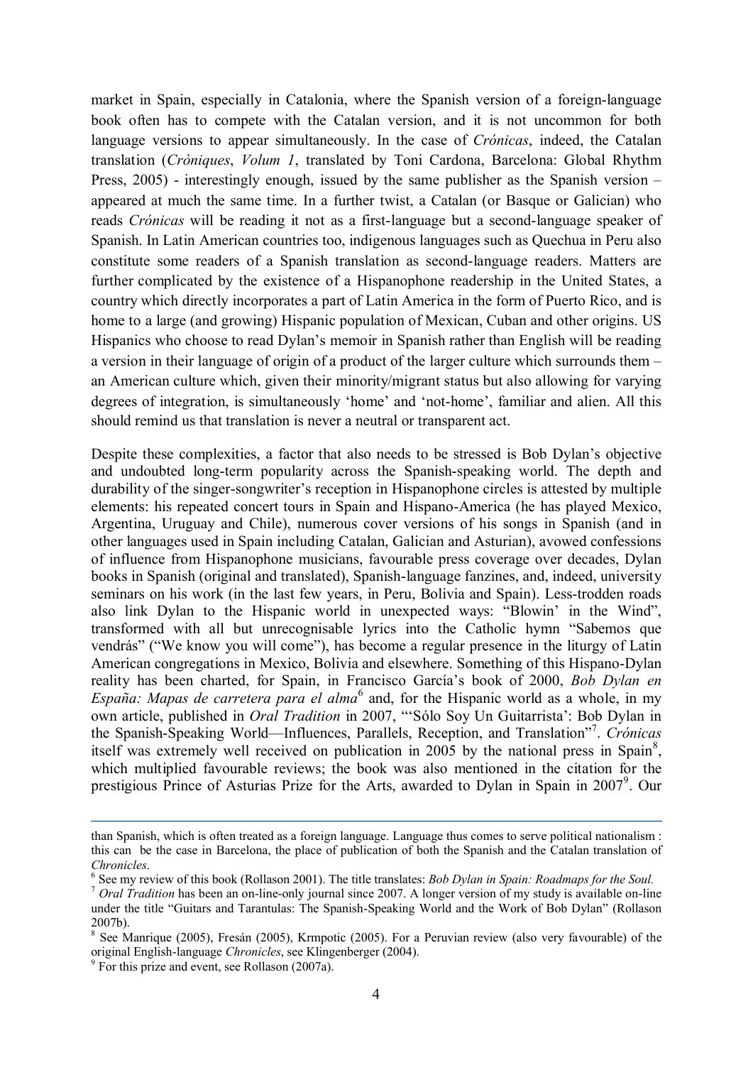market in Spain, especially in Catalonia, where the Spanish version of a foreign-language book often has to compete with the Catalan version, and it is not uncommon for both language versions to appear simultaneously. In the case of *Crónicas*, indeed, the Catalan translation (*Cròniques*, *Volum 1*, translated by Toni Cardona, Barcelona: Global Rhythm Press, 2005) - interestingly enough, issued by the same publisher as the Spanish version – appeared at much the same time. In a further twist, a Catalan (or Basque or Galician) who reads *Crónicas* will be reading it not as a first-language but a second-language speaker of Spanish. In Latin American countries too, indigenous languages such as Quechua in Peru also constitute some readers of a Spanish translation as second-language readers. Matters are further complicated by the existence of a Hispanophone readership in the United States, a country which directly incorporates a part of Latin America in the form of Puerto Rico, and is home to a large (and growing) Hispanic population of Mexican, Cuban and other origins. US Hispanics who choose to read Dylan's memoir in Spanish rather than English will be reading a version in their language of origin of a product of the larger culture which surrounds them – an American culture which, given their minority/migrant status but also allowing for varying degrees of integration, is simultaneously 'home' and 'not-home', familiar and alien. All this should remind us that translation is never a neutral or transparent act.

Despite these complexities, a factor that also needs to be stressed is Bob Dylan's objective and undoubted long-term popularity across the Spanish-speaking world. The depth and durability of the singer-songwriter's reception in Hispanophone circles is attested by multiple elements: his repeated concert tours in Spain and Hispano-America (he has played Mexico, Argentina, Uruguay and Chile), numerous cover versions of his songs in Spanish (and in other languages used in Spain including Catalan, Galician and Asturian), avowed confessions of influence from Hispanophone musicians, favourable press coverage over decades, Dylan books in Spanish (original and translated), Spanish-language fanzines, and, indeed, university seminars on his work (in the last few years, in Peru, Bolivia and Spain). Less-trodden roads also link Dylan to the Hispanic world in unexpected ways: "Blowin' in the Wind", transformed with all but unrecognisable lyrics into the Catholic hymn "Sabemos que vendrás" ("We know you will come"), has become a regular presence in the liturgy of Latin American congregations in Mexico, Bolivia and elsewhere. Something of this Hispano-Dylan reality has been charted, for Spain, in Francisco García's book of 2000, *Bob Dylan en España: Mapas de carretera para el alma*[6] and, for the Hispanic world as a whole, in my own article, published in *Oral Tradition* in 2007, "'Sólo Soy Un Guitarrista': Bob Dylan in the Spanish-Speaking World—Influences, Parallels, Reception, and Translation"[7]. *Crónicas* itself was extremely well received on publication in 2005 by the national press in Spain[8], which multiplied favourable reviews; the book was also mentioned in the citation for the prestigious Prince of Asturias Prize for the Arts, awarded to Dylan in Spain in 2007[9]. Our

---

than Spanish, which is often treated as a foreign language. Language thus comes to serve political nationalism : this can be the case in Barcelona, the place of publication of both the Spanish and the Catalan translation of *Chronicles*.

[6] See my review of this book (Rollason 2001). The title translates: *Bob Dylan in Spain: Roadmaps for the Soul.*

[7] *Oral Tradition* has been an on-line-only journal since 2007. A longer version of my study is available on-line under the title "Guitars and Tarantulas: The Spanish-Speaking World and the Work of Bob Dylan" (Rollason 2007b).

[8] See Manrique (2005), Fresán (2005), Krmpotic (2005). For a Peruvian review (also very favourable) of the original English-language *Chronicles*, see Klingenberger (2004).

[9] For this prize and event, see Rollason (2007a).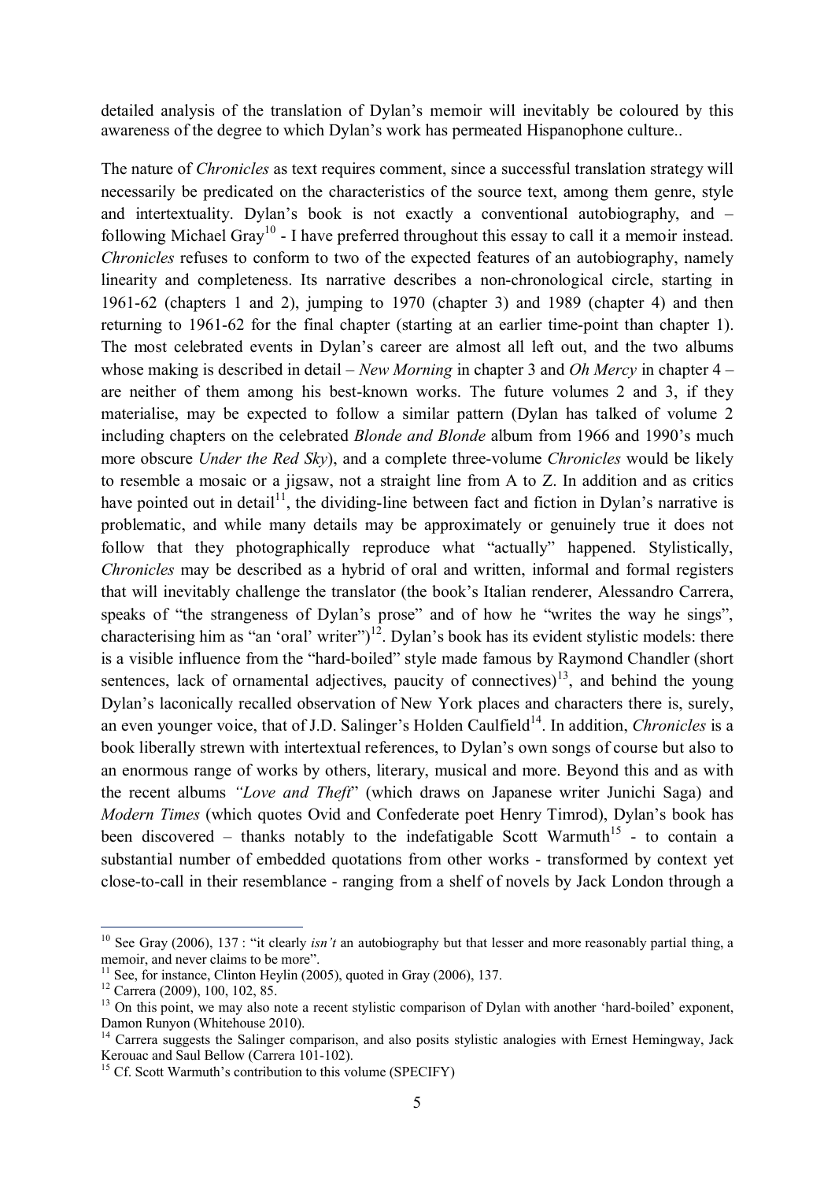detailed analysis of the translation of Dylan's memoir will inevitably be coloured by this awareness of the degree to which Dylan's work has permeated Hispanophone culture..

The nature of *Chronicles* as text requires comment, since a successful translation strategy will necessarily be predicated on the characteristics of the source text, among them genre, style and intertextuality. Dylan's book is not exactly a conventional autobiography, and – following Michael Gray[10] - I have preferred throughout this essay to call it a memoir instead. *Chronicles* refuses to conform to two of the expected features of an autobiography, namely linearity and completeness. Its narrative describes a non-chronological circle, starting in 1961-62 (chapters 1 and 2), jumping to 1970 (chapter 3) and 1989 (chapter 4) and then returning to 1961-62 for the final chapter (starting at an earlier time-point than chapter 1). The most celebrated events in Dylan's career are almost all left out, and the two albums whose making is described in detail – *New Morning* in chapter 3 and *Oh Mercy* in chapter 4 – are neither of them among his best-known works. The future volumes 2 and 3, if they materialise, may be expected to follow a similar pattern (Dylan has talked of volume 2 including chapters on the celebrated *Blonde and Blonde* album from 1966 and 1990's much more obscure *Under the Red Sky*), and a complete three-volume *Chronicles* would be likely to resemble a mosaic or a jigsaw, not a straight line from A to Z. In addition and as critics have pointed out in detail[11], the dividing-line between fact and fiction in Dylan's narrative is problematic, and while many details may be approximately or genuinely true it does not follow that they photographically reproduce what "actually" happened. Stylistically, *Chronicles* may be described as a hybrid of oral and written, informal and formal registers that will inevitably challenge the translator (the book's Italian renderer, Alessandro Carrera, speaks of "the strangeness of Dylan's prose" and of how he "writes the way he sings", characterising him as "an 'oral' writer")[12]. Dylan's book has its evident stylistic models: there is a visible influence from the "hard-boiled" style made famous by Raymond Chandler (short sentences, lack of ornamental adjectives, paucity of connectives)[13], and behind the young Dylan's laconically recalled observation of New York places and characters there is, surely, an even younger voice, that of J.D. Salinger's Holden Caulfield[14]. In addition, *Chronicles* is a book liberally strewn with intertextual references, to Dylan's own songs of course but also to an enormous range of works by others, literary, musical and more. Beyond this and as with the recent albums *"Love and Theft"* (which draws on Japanese writer Junichi Saga) and *Modern Times* (which quotes Ovid and Confederate poet Henry Timrod), Dylan's book has been discovered – thanks notably to the indefatigable Scott Warmuth[15] - to contain a substantial number of embedded quotations from other works - transformed by context yet close-to-call in their resemblance - ranging from a shelf of novels by Jack London through a

---

[10] See Gray (2006), 137 : "it clearly *isn't* an autobiography but that lesser and more reasonably partial thing, a memoir, and never claims to be more".

[11] See, for instance, Clinton Heylin (2005), quoted in Gray (2006), 137.

[12] Carrera (2009), 100, 102, 85.

[13] On this point, we may also note a recent stylistic comparison of Dylan with another 'hard-boiled' exponent, Damon Runyon (Whitehouse 2010).

[14] Carrera suggests the Salinger comparison, and also posits stylistic analogies with Ernest Hemingway, Jack Kerouac and Saul Bellow (Carrera 101-102).

[15] Cf. Scott Warmuth's contribution to this volume (SPECIFY)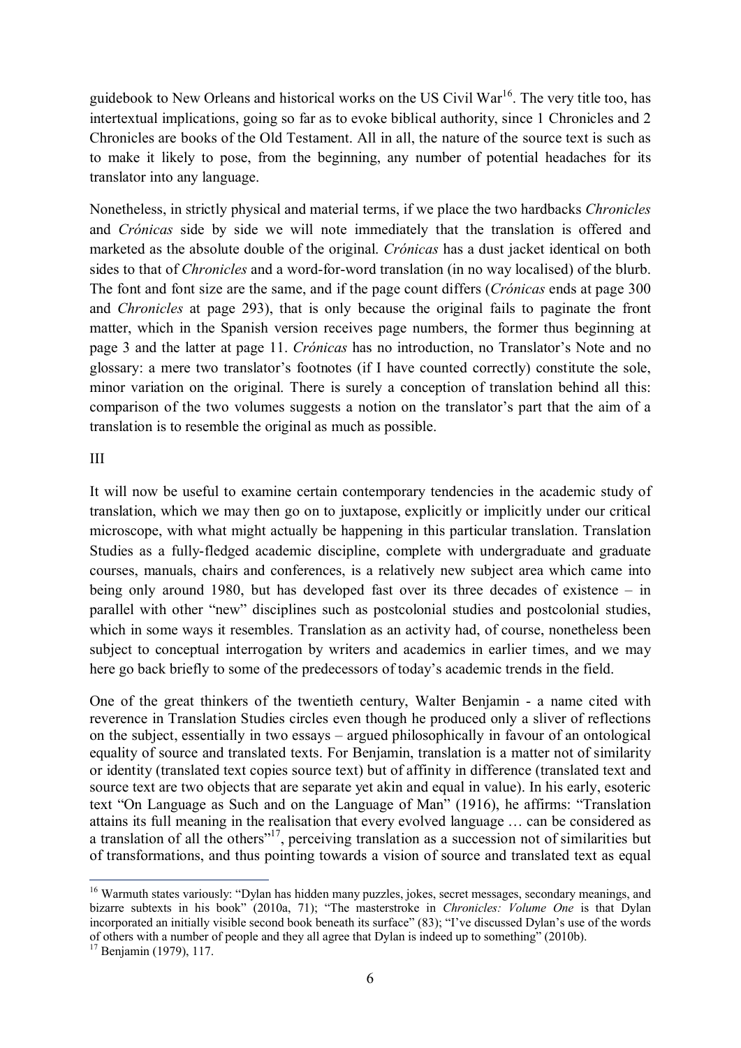guidebook to New Orleans and historical works on the US Civil War[16]. The very title too, has intertextual implications, going so far as to evoke biblical authority, since 1 Chronicles and 2 Chronicles are books of the Old Testament. All in all, the nature of the source text is such as to make it likely to pose, from the beginning, any number of potential headaches for its translator into any language.

Nonetheless, in strictly physical and material terms, if we place the two hardbacks *Chronicles* and *Crónicas* side by side we will note immediately that the translation is offered and marketed as the absolute double of the original. *Crónicas* has a dust jacket identical on both sides to that of *Chronicles* and a word-for-word translation (in no way localised) of the blurb. The font and font size are the same, and if the page count differs (*Crónicas* ends at page 300 and *Chronicles* at page 293), that is only because the original fails to paginate the front matter, which in the Spanish version receives page numbers, the former thus beginning at page 3 and the latter at page 11. *Crónicas* has no introduction, no Translator's Note and no glossary: a mere two translator's footnotes (if I have counted correctly) constitute the sole, minor variation on the original. There is surely a conception of translation behind all this: comparison of the two volumes suggests a notion on the translator's part that the aim of a translation is to resemble the original as much as possible.

## III

It will now be useful to examine certain contemporary tendencies in the academic study of translation, which we may then go on to juxtapose, explicitly or implicitly under our critical microscope, with what might actually be happening in this particular translation. Translation Studies as a fully-fledged academic discipline, complete with undergraduate and graduate courses, manuals, chairs and conferences, is a relatively new subject area which came into being only around 1980, but has developed fast over its three decades of existence – in parallel with other "new" disciplines such as postcolonial studies and postcolonial studies, which in some ways it resembles. Translation as an activity had, of course, nonetheless been subject to conceptual interrogation by writers and academics in earlier times, and we may here go back briefly to some of the predecessors of today's academic trends in the field.

One of the great thinkers of the twentieth century, Walter Benjamin - a name cited with reverence in Translation Studies circles even though he produced only a sliver of reflections on the subject, essentially in two essays – argued philosophically in favour of an ontological equality of source and translated texts. For Benjamin, translation is a matter not of similarity or identity (translated text copies source text) but of affinity in difference (translated text and source text are two objects that are separate yet akin and equal in value). In his early, esoteric text "On Language as Such and on the Language of Man" (1916), he affirms: "Translation attains its full meaning in the realisation that every evolved language … can be considered as a translation of all the others"[17], perceiving translation as a succession not of similarities but of transformations, and thus pointing towards a vision of source and translated text as equal

---

[16] Warmuth states variously: "Dylan has hidden many puzzles, jokes, secret messages, secondary meanings, and bizarre subtexts in his book" (2010a, 71); "The masterstroke in *Chronicles: Volume One* is that Dylan incorporated an initially visible second book beneath its surface" (83); "I've discussed Dylan's use of the words of others with a number of people and they all agree that Dylan is indeed up to something" (2010b).

[17] Benjamin (1979), 117.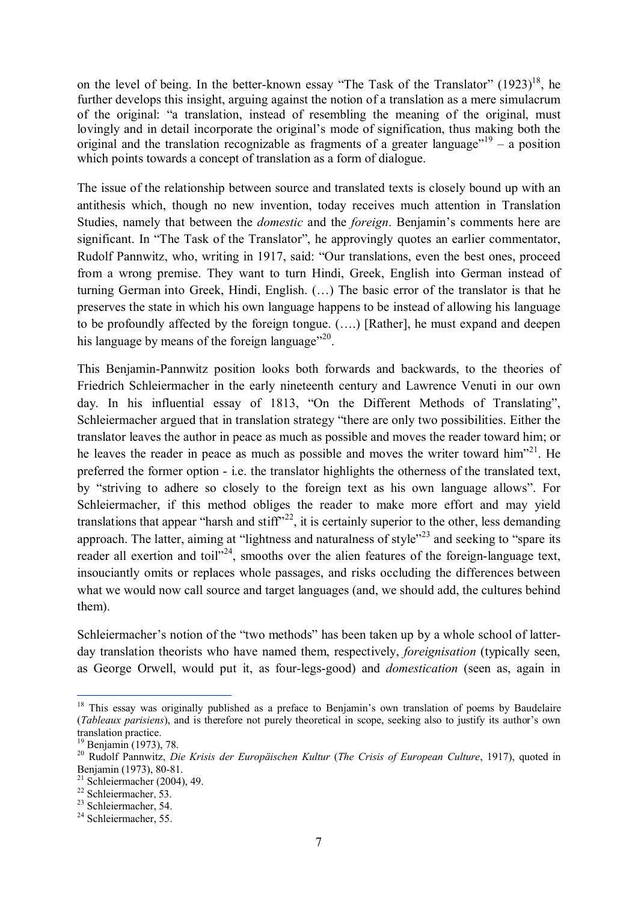on the level of being. In the better-known essay "The Task of the Translator" (1923)[18], he further develops this insight, arguing against the notion of a translation as a mere simulacrum of the original: "a translation, instead of resembling the meaning of the original, must lovingly and in detail incorporate the original's mode of signification, thus making both the original and the translation recognizable as fragments of a greater language"[19] – a position which points towards a concept of translation as a form of dialogue.

The issue of the relationship between source and translated texts is closely bound up with an antithesis which, though no new invention, today receives much attention in Translation Studies, namely that between the *domestic* and the *foreign*. Benjamin's comments here are significant. In "The Task of the Translator", he approvingly quotes an earlier commentator, Rudolf Pannwitz, who, writing in 1917, said: "Our translations, even the best ones, proceed from a wrong premise. They want to turn Hindi, Greek, English into German instead of turning German into Greek, Hindi, English. (…) The basic error of the translator is that he preserves the state in which his own language happens to be instead of allowing his language to be profoundly affected by the foreign tongue. (….) [Rather], he must expand and deepen his language by means of the foreign language"[20].

This Benjamin-Pannwitz position looks both forwards and backwards, to the theories of Friedrich Schleiermacher in the early nineteenth century and Lawrence Venuti in our own day. In his influential essay of 1813, "On the Different Methods of Translating", Schleiermacher argued that in translation strategy "there are only two possibilities. Either the translator leaves the author in peace as much as possible and moves the reader toward him; or he leaves the reader in peace as much as possible and moves the writer toward him"[21]. He preferred the former option - i.e. the translator highlights the otherness of the translated text, by "striving to adhere so closely to the foreign text as his own language allows". For Schleiermacher, if this method obliges the reader to make more effort and may yield translations that appear "harsh and stiff"[22], it is certainly superior to the other, less demanding approach. The latter, aiming at "lightness and naturalness of style"[23] and seeking to "spare its reader all exertion and toil"[24], smooths over the alien features of the foreign-language text, insouciantly omits or replaces whole passages, and risks occluding the differences between what we would now call source and target languages (and, we should add, the cultures behind them).

Schleiermacher's notion of the "two methods" has been taken up by a whole school of latter-day translation theorists who have named them, respectively, *foreignisation* (typically seen, as George Orwell, would put it, as four-legs-good) and *domestication* (seen as, again in

---

[18] This essay was originally published as a preface to Benjamin's own translation of poems by Baudelaire (*Tableaux parisiens*), and is therefore not purely theoretical in scope, seeking also to justify its author's own translation practice.

[19] Benjamin (1973), 78.

[20] Rudolf Pannwitz, *Die Krisis der Europäischen Kultur* (*The Crisis of European Culture*, 1917), quoted in Benjamin (1973), 80-81.

[21] Schleiermacher (2004), 49.

[22] Schleiermacher, 53.

[23] Schleiermacher, 54.

[24] Schleiermacher, 55.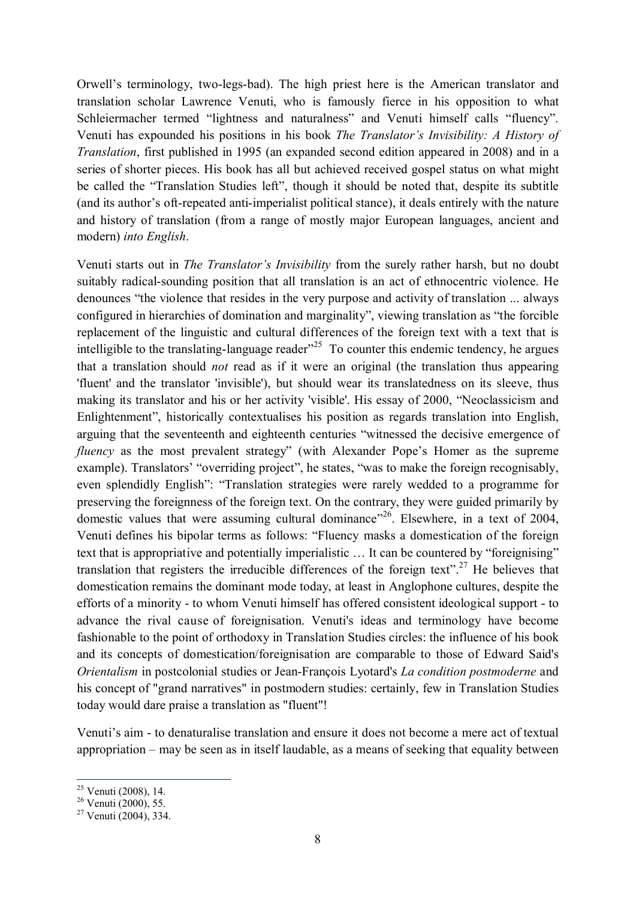Orwell's terminology, two-legs-bad). The high priest here is the American translator and translation scholar Lawrence Venuti, who is famously fierce in his opposition to what Schleiermacher termed "lightness and naturalness" and Venuti himself calls "fluency". Venuti has expounded his positions in his book *The Translator's Invisibility: A History of Translation*, first published in 1995 (an expanded second edition appeared in 2008) and in a series of shorter pieces. His book has all but achieved received gospel status on what might be called the "Translation Studies left", though it should be noted that, despite its subtitle (and its author's oft-repeated anti-imperialist political stance), it deals entirely with the nature and history of translation (from a range of mostly major European languages, ancient and modern) *into English*.

Venuti starts out in *The Translator's Invisibility* from the surely rather harsh, but no doubt suitably radical-sounding position that all translation is an act of ethnocentric violence. He denounces "the violence that resides in the very purpose and activity of translation ... always configured in hierarchies of domination and marginality", viewing translation as "the forcible replacement of the linguistic and cultural differences of the foreign text with a text that is intelligible to the translating-language reader"[25] To counter this endemic tendency, he argues that a translation should *not* read as if it were an original (the translation thus appearing 'fluent' and the translator 'invisible'), but should wear its translatedness on its sleeve, thus making its translator and his or her activity 'visible'. His essay of 2000, "Neoclassicism and Enlightenment", historically contextualises his position as regards translation into English, arguing that the seventeenth and eighteenth centuries "witnessed the decisive emergence of *fluency* as the most prevalent strategy" (with Alexander Pope's Homer as the supreme example). Translators' "overriding project", he states, "was to make the foreign recognisably, even splendidly English": "Translation strategies were rarely wedded to a programme for preserving the foreignness of the foreign text. On the contrary, they were guided primarily by domestic values that were assuming cultural dominance"[26]. Elsewhere, in a text of 2004, Venuti defines his bipolar terms as follows: "Fluency masks a domestication of the foreign text that is appropriative and potentially imperialistic … It can be countered by "foreignising" translation that registers the irreducible differences of the foreign text".[27] He believes that domestication remains the dominant mode today, at least in Anglophone cultures, despite the efforts of a minority - to whom Venuti himself has offered consistent ideological support - to advance the rival cause of foreignisation. Venuti's ideas and terminology have become fashionable to the point of orthodoxy in Translation Studies circles: the influence of his book and its concepts of domestication/foreignisation are comparable to those of Edward Said's *Orientalism* in postcolonial studies or Jean-François Lyotard's *La condition postmoderne* and his concept of "grand narratives" in postmodern studies: certainly, few in Translation Studies today would dare praise a translation as "fluent"!

Venuti's aim - to denaturalise translation and ensure it does not become a mere act of textual appropriation – may be seen as in itself laudable, as a means of seeking that equality between

---

[25] Venuti (2008), 14.

[26] Venuti (2000), 55.

[27] Venuti (2004), 334.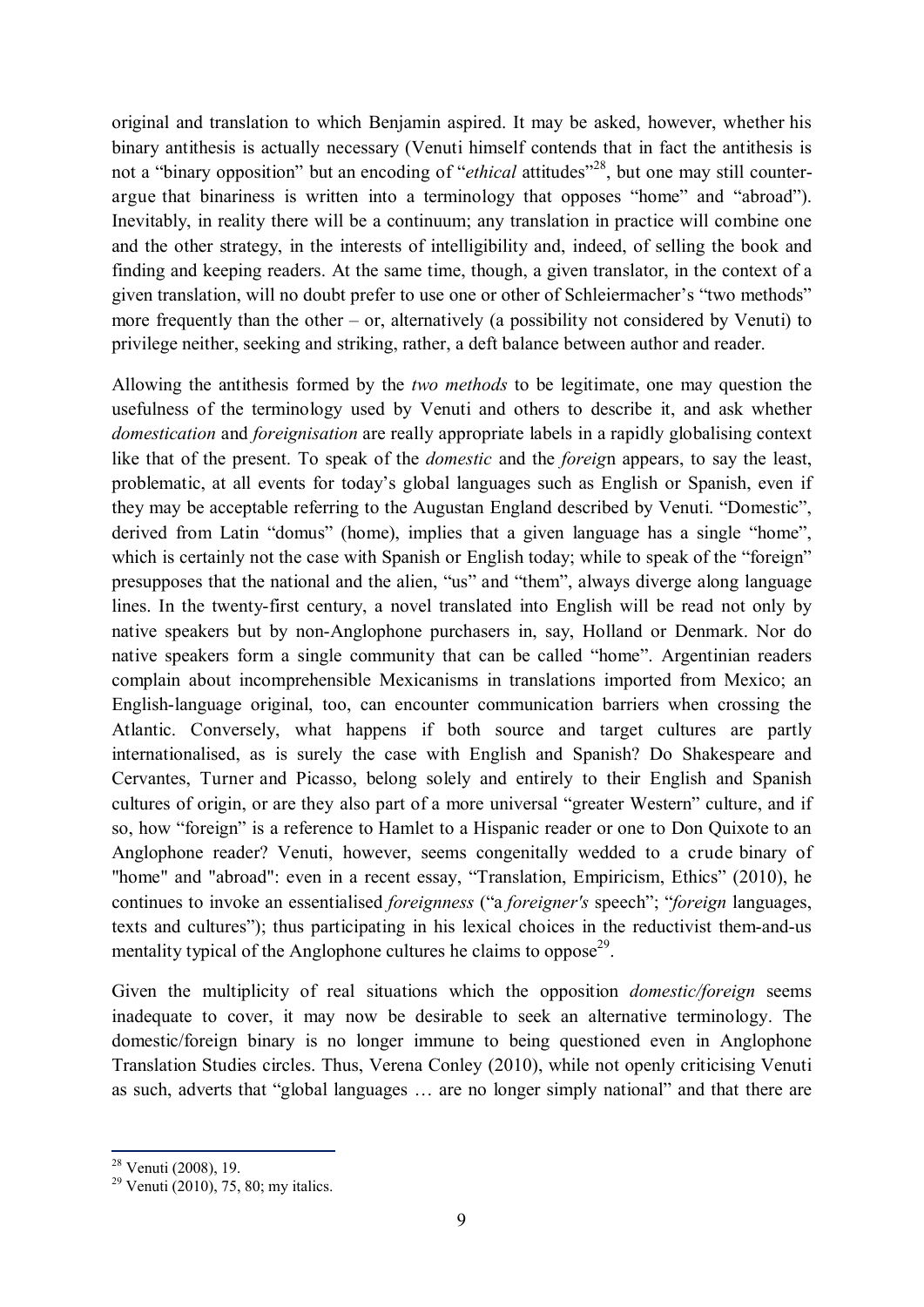original and translation to which Benjamin aspired. It may be asked, however, whether his binary antithesis is actually necessary (Venuti himself contends that in fact the antithesis is not a "binary opposition" but an encoding of "*ethical* attitudes"[28], but one may still counter-argue that binariness is written into a terminology that opposes "home" and "abroad"). Inevitably, in reality there will be a continuum; any translation in practice will combine one and the other strategy, in the interests of intelligibility and, indeed, of selling the book and finding and keeping readers. At the same time, though, a given translator, in the context of a given translation, will no doubt prefer to use one or other of Schleiermacher's "two methods" more frequently than the other – or, alternatively (a possibility not considered by Venuti) to privilege neither, seeking and striking, rather, a deft balance between author and reader.

Allowing the antithesis formed by the *two methods* to be legitimate, one may question the usefulness of the terminology used by Venuti and others to describe it, and ask whether *domestication* and *foreignisation* are really appropriate labels in a rapidly globalising context like that of the present. To speak of the *domestic* and the *foreig*n appears, to say the least, problematic, at all events for today's global languages such as English or Spanish, even if they may be acceptable referring to the Augustan England described by Venuti. "Domestic", derived from Latin "domus" (home), implies that a given language has a single "home", which is certainly not the case with Spanish or English today; while to speak of the "foreign" presupposes that the national and the alien, "us" and "them", always diverge along language lines. In the twenty-first century, a novel translated into English will be read not only by native speakers but by non-Anglophone purchasers in, say, Holland or Denmark. Nor do native speakers form a single community that can be called "home". Argentinian readers complain about incomprehensible Mexicanisms in translations imported from Mexico; an English-language original, too, can encounter communication barriers when crossing the Atlantic. Conversely, what happens if both source and target cultures are partly internationalised, as is surely the case with English and Spanish? Do Shakespeare and Cervantes, Turner and Picasso, belong solely and entirely to their English and Spanish cultures of origin, or are they also part of a more universal "greater Western" culture, and if so, how "foreign" is a reference to Hamlet to a Hispanic reader or one to Don Quixote to an Anglophone reader? Venuti, however, seems congenitally wedded to a crude binary of "home" and "abroad": even in a recent essay, "Translation, Empiricism, Ethics" (2010), he continues to invoke an essentialised *foreignness* ("a *foreigner's* speech"; "*foreign* languages, texts and cultures"); thus participating in his lexical choices in the reductivist them-and-us mentality typical of the Anglophone cultures he claims to oppose[29].

Given the multiplicity of real situations which the opposition *domestic/foreign* seems inadequate to cover, it may now be desirable to seek an alternative terminology. The domestic/foreign binary is no longer immune to being questioned even in Anglophone Translation Studies circles. Thus, Verena Conley (2010), while not openly criticising Venuti as such, adverts that "global languages … are no longer simply national" and that there are

[28] Venuti (2008), 19.

[29] Venuti (2010), 75, 80; my italics.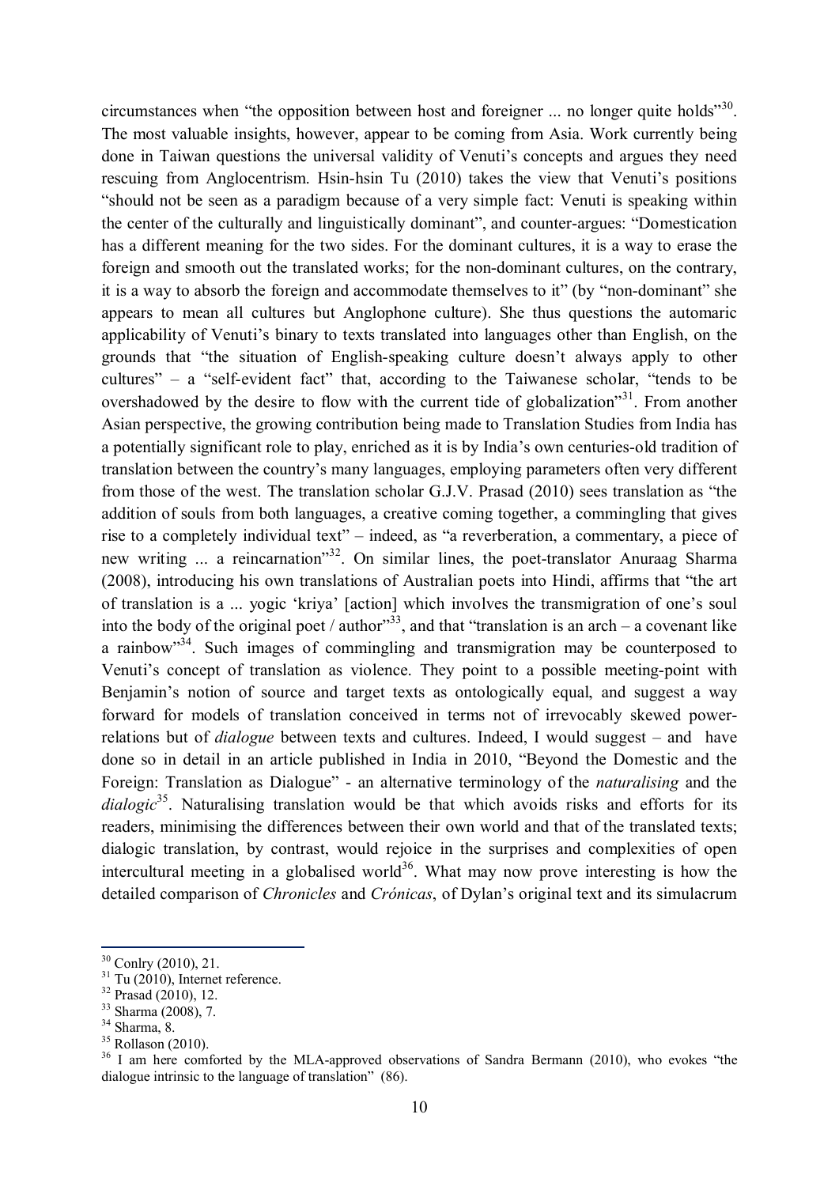circumstances when "the opposition between host and foreigner ... no longer quite holds"[30]. The most valuable insights, however, appear to be coming from Asia. Work currently being done in Taiwan questions the universal validity of Venuti's concepts and argues they need rescuing from Anglocentrism. Hsin-hsin Tu (2010) takes the view that Venuti's positions "should not be seen as a paradigm because of a very simple fact: Venuti is speaking within the center of the culturally and linguistically dominant", and counter-argues: "Domestication has a different meaning for the two sides. For the dominant cultures, it is a way to erase the foreign and smooth out the translated works; for the non-dominant cultures, on the contrary, it is a way to absorb the foreign and accommodate themselves to it" (by "non-dominant" she appears to mean all cultures but Anglophone culture). She thus questions the automaric applicability of Venuti's binary to texts translated into languages other than English, on the grounds that "the situation of English-speaking culture doesn't always apply to other cultures" – a "self-evident fact" that, according to the Taiwanese scholar, "tends to be overshadowed by the desire to flow with the current tide of globalization"[31]. From another Asian perspective, the growing contribution being made to Translation Studies from India has a potentially significant role to play, enriched as it is by India's own centuries-old tradition of translation between the country's many languages, employing parameters often very different from those of the west. The translation scholar G.J.V. Prasad (2010) sees translation as "the addition of souls from both languages, a creative coming together, a commingling that gives rise to a completely individual text" – indeed, as "a reverberation, a commentary, a piece of new writing ... a reincarnation"[32]. On similar lines, the poet-translator Anuraag Sharma (2008), introducing his own translations of Australian poets into Hindi, affirms that "the art of translation is a ... yogic 'kriya' [action] which involves the transmigration of one's soul into the body of the original poet / author"[33], and that "translation is an arch – a covenant like a rainbow"[34]. Such images of commingling and transmigration may be counterposed to Venuti's concept of translation as violence. They point to a possible meeting-point with Benjamin's notion of source and target texts as ontologically equal, and suggest a way forward for models of translation conceived in terms not of irrevocably skewed power-relations but of *dialogue* between texts and cultures. Indeed, I would suggest – and have done so in detail in an article published in India in 2010, "Beyond the Domestic and the Foreign: Translation as Dialogue" - an alternative terminology of the *naturalising* and the *dialogic*[35]. Naturalising translation would be that which avoids risks and efforts for its readers, minimising the differences between their own world and that of the translated texts; dialogic translation, by contrast, would rejoice in the surprises and complexities of open intercultural meeting in a globalised world[36]. What may now prove interesting is how the detailed comparison of *Chronicles* and *Crónicas*, of Dylan's original text and its simulacrum

---

[30] Conlry (2010), 21.

[31] Tu (2010), Internet reference.

[32] Prasad (2010), 12.

[33] Sharma (2008), 7.

[34] Sharma, 8.

[35] Rollason (2010).

[36] I am here comforted by the MLA-approved observations of Sandra Bermann (2010), who evokes "the dialogue intrinsic to the language of translation" (86).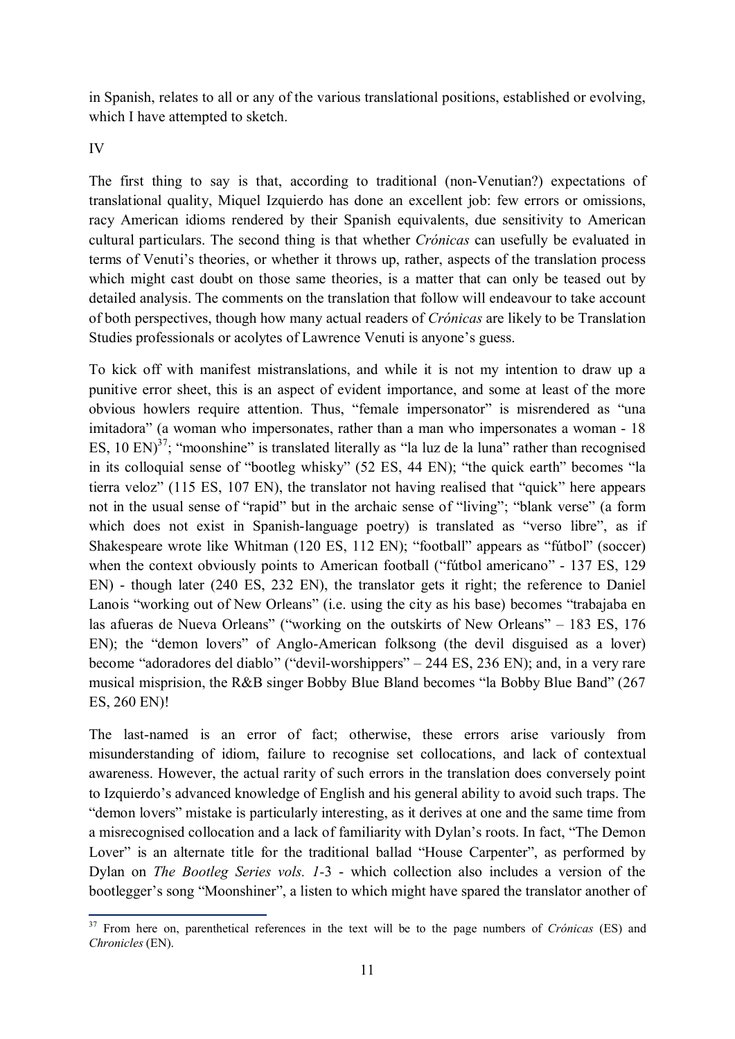in Spanish, relates to all or any of the various translational positions, established or evolving, which I have attempted to sketch.

## IV

The first thing to say is that, according to traditional (non-Venutian?) expectations of translational quality, Miquel Izquierdo has done an excellent job: few errors or omissions, racy American idioms rendered by their Spanish equivalents, due sensitivity to American cultural particulars. The second thing is that whether *Crónicas* can usefully be evaluated in terms of Venuti's theories, or whether it throws up, rather, aspects of the translation process which might cast doubt on those same theories, is a matter that can only be teased out by detailed analysis. The comments on the translation that follow will endeavour to take account of both perspectives, though how many actual readers of *Crónicas* are likely to be Translation Studies professionals or acolytes of Lawrence Venuti is anyone's guess.

To kick off with manifest mistranslations, and while it is not my intention to draw up a punitive error sheet, this is an aspect of evident importance, and some at least of the more obvious howlers require attention. Thus, "female impersonator" is misrendered as "una imitadora" (a woman who impersonates, rather than a man who impersonates a woman - 18 ES, 10 EN)[37]; "moonshine" is translated literally as "la luz de la luna" rather than recognised in its colloquial sense of "bootleg whisky" (52 ES, 44 EN); "the quick earth" becomes "la tierra veloz" (115 ES, 107 EN), the translator not having realised that "quick" here appears not in the usual sense of "rapid" but in the archaic sense of "living"; "blank verse" (a form which does not exist in Spanish-language poetry) is translated as "verso libre", as if Shakespeare wrote like Whitman (120 ES, 112 EN); "football" appears as "fútbol" (soccer) when the context obviously points to American football ("fútbol americano" - 137 ES, 129 EN) - though later (240 ES, 232 EN), the translator gets it right; the reference to Daniel Lanois "working out of New Orleans" (i.e. using the city as his base) becomes "trabajaba en las afueras de Nueva Orleans" ("working on the outskirts of New Orleans" – 183 ES, 176 EN); the "demon lovers" of Anglo-American folksong (the devil disguised as a lover) become "adoradores del diablo" ("devil-worshippers" – 244 ES, 236 EN); and, in a very rare musical misprision, the R&B singer Bobby Blue Bland becomes "la Bobby Blue Band" (267 ES, 260 EN)!

The last-named is an error of fact; otherwise, these errors arise variously from misunderstanding of idiom, failure to recognise set collocations, and lack of contextual awareness. However, the actual rarity of such errors in the translation does conversely point to Izquierdo's advanced knowledge of English and his general ability to avoid such traps. The "demon lovers" mistake is particularly interesting, as it derives at one and the same time from a misrecognised collocation and a lack of familiarity with Dylan's roots. In fact, "The Demon Lover" is an alternate title for the traditional ballad "House Carpenter", as performed by Dylan on *The Bootleg Series vols. 1*-3 - which collection also includes a version of the bootlegger's song "Moonshiner", a listen to which might have spared the translator another of

---

[37] From here on, parenthetical references in the text will be to the page numbers of *Crónicas* (ES) and *Chronicles* (EN).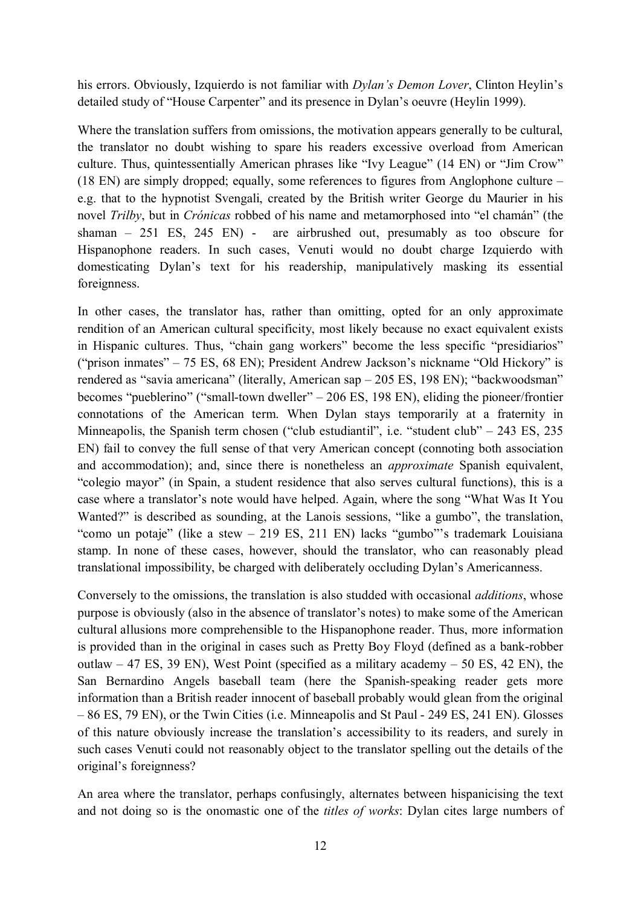his errors. Obviously, Izquierdo is not familiar with *Dylan's Demon Lover*, Clinton Heylin's detailed study of "House Carpenter" and its presence in Dylan's oeuvre (Heylin 1999).

Where the translation suffers from omissions, the motivation appears generally to be cultural, the translator no doubt wishing to spare his readers excessive overload from American culture. Thus, quintessentially American phrases like "Ivy League" (14 EN) or "Jim Crow" (18 EN) are simply dropped; equally, some references to figures from Anglophone culture – e.g. that to the hypnotist Svengali, created by the British writer George du Maurier in his novel *Trilby*, but in *Crónicas* robbed of his name and metamorphosed into "el chamán" (the shaman – 251 ES, 245 EN) - are airbrushed out, presumably as too obscure for Hispanophone readers. In such cases, Venuti would no doubt charge Izquierdo with domesticating Dylan's text for his readership, manipulatively masking its essential foreignness.

In other cases, the translator has, rather than omitting, opted for an only approximate rendition of an American cultural specificity, most likely because no exact equivalent exists in Hispanic cultures. Thus, "chain gang workers" become the less specific "presidiarios" ("prison inmates" – 75 ES, 68 EN); President Andrew Jackson's nickname "Old Hickory" is rendered as "savia americana" (literally, American sap – 205 ES, 198 EN); "backwoodsman" becomes "pueblerino" ("small-town dweller" – 206 ES, 198 EN), eliding the pioneer/frontier connotations of the American term. When Dylan stays temporarily at a fraternity in Minneapolis, the Spanish term chosen ("club estudiantil", i.e. "student club" – 243 ES, 235 EN) fail to convey the full sense of that very American concept (connoting both association and accommodation); and, since there is nonetheless an *approximate* Spanish equivalent, "colegio mayor" (in Spain, a student residence that also serves cultural functions), this is a case where a translator's note would have helped. Again, where the song "What Was It You Wanted?" is described as sounding, at the Lanois sessions, "like a gumbo", the translation, "como un potaje" (like a stew – 219 ES, 211 EN) lacks "gumbo"'s trademark Louisiana stamp. In none of these cases, however, should the translator, who can reasonably plead translational impossibility, be charged with deliberately occluding Dylan's Americanness.

Conversely to the omissions, the translation is also studded with occasional *additions*, whose purpose is obviously (also in the absence of translator's notes) to make some of the American cultural allusions more comprehensible to the Hispanophone reader. Thus, more information is provided than in the original in cases such as Pretty Boy Floyd (defined as a bank-robber outlaw – 47 ES, 39 EN), West Point (specified as a military academy – 50 ES, 42 EN), the San Bernardino Angels baseball team (here the Spanish-speaking reader gets more information than a British reader innocent of baseball probably would glean from the original – 86 ES, 79 EN), or the Twin Cities (i.e. Minneapolis and St Paul - 249 ES, 241 EN). Glosses of this nature obviously increase the translation's accessibility to its readers, and surely in such cases Venuti could not reasonably object to the translator spelling out the details of the original's foreignness?

An area where the translator, perhaps confusingly, alternates between hispanicising the text and not doing so is the onomastic one of the *titles of works*: Dylan cites large numbers of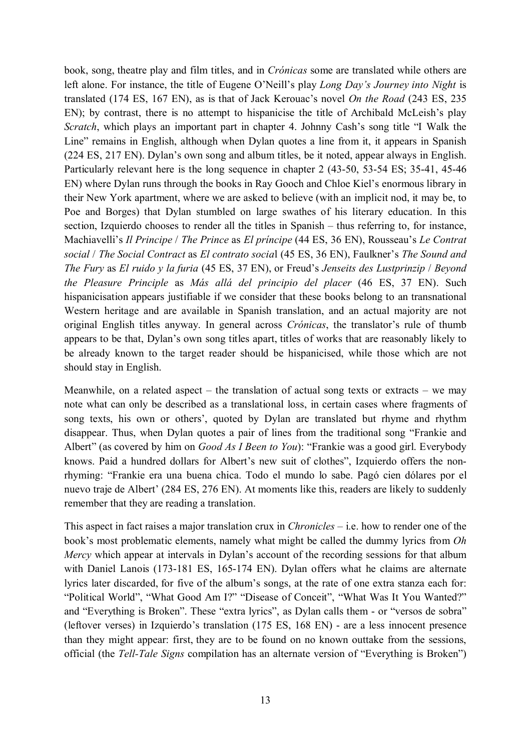book, song, theatre play and film titles, and in *Crónicas* some are translated while others are left alone. For instance, the title of Eugene O'Neill's play *Long Day's Journey into Night* is translated (174 ES, 167 EN), as is that of Jack Kerouac's novel *On the Road* (243 ES, 235 EN); by contrast, there is no attempt to hispanicise the title of Archibald McLeish's play *Scratch*, which plays an important part in chapter 4. Johnny Cash's song title "I Walk the Line" remains in English, although when Dylan quotes a line from it, it appears in Spanish (224 ES, 217 EN). Dylan's own song and album titles, be it noted, appear always in English. Particularly relevant here is the long sequence in chapter 2 (43-50, 53-54 ES; 35-41, 45-46 EN) where Dylan runs through the books in Ray Gooch and Chloe Kiel's enormous library in their New York apartment, where we are asked to believe (with an implicit nod, it may be, to Poe and Borges) that Dylan stumbled on large swathes of his literary education. In this section, Izquierdo chooses to render all the titles in Spanish – thus referring to, for instance, Machiavelli's *Il Principe* / *The Prince* as *El príncipe* (44 ES, 36 EN), Rousseau's *Le Contrat social* / *The Social Contract* as *El contrato social* (45 ES, 36 EN), Faulkner's *The Sound and The Fury* as *El ruido y la furia* (45 ES, 37 EN), or Freud's *Jenseits des Lustprinzip* / *Beyond the Pleasure Principle* as *Más allá del principio del placer* (46 ES, 37 EN). Such hispanicisation appears justifiable if we consider that these books belong to an transnational Western heritage and are available in Spanish translation, and an actual majority are not original English titles anyway. In general across *Crónicas*, the translator's rule of thumb appears to be that, Dylan's own song titles apart, titles of works that are reasonably likely to be already known to the target reader should be hispanicised, while those which are not should stay in English.

Meanwhile, on a related aspect – the translation of actual song texts or extracts – we may note what can only be described as a translational loss, in certain cases where fragments of song texts, his own or others', quoted by Dylan are translated but rhyme and rhythm disappear. Thus, when Dylan quotes a pair of lines from the traditional song "Frankie and Albert" (as covered by him on *Good As I Been to You*): "Frankie was a good girl. Everybody knows. Paid a hundred dollars for Albert's new suit of clothes", Izquierdo offers the non-rhyming: "Frankie era una buena chica. Todo el mundo lo sabe. Pagó cien dólares por el nuevo traje de Albert' (284 ES, 276 EN). At moments like this, readers are likely to suddenly remember that they are reading a translation.

This aspect in fact raises a major translation crux in *Chronicles* – i.e. how to render one of the book's most problematic elements, namely what might be called the dummy lyrics from *Oh Mercy* which appear at intervals in Dylan's account of the recording sessions for that album with Daniel Lanois (173-181 ES, 165-174 EN). Dylan offers what he claims are alternate lyrics later discarded, for five of the album's songs, at the rate of one extra stanza each for: "Political World", "What Good Am I?" "Disease of Conceit", "What Was It You Wanted?" and "Everything is Broken". These "extra lyrics", as Dylan calls them - or "versos de sobra" (leftover verses) in Izquierdo's translation (175 ES, 168 EN) - are a less innocent presence than they might appear: first, they are to be found on no known outtake from the sessions, official (the *Tell-Tale Signs* compilation has an alternate version of "Everything is Broken")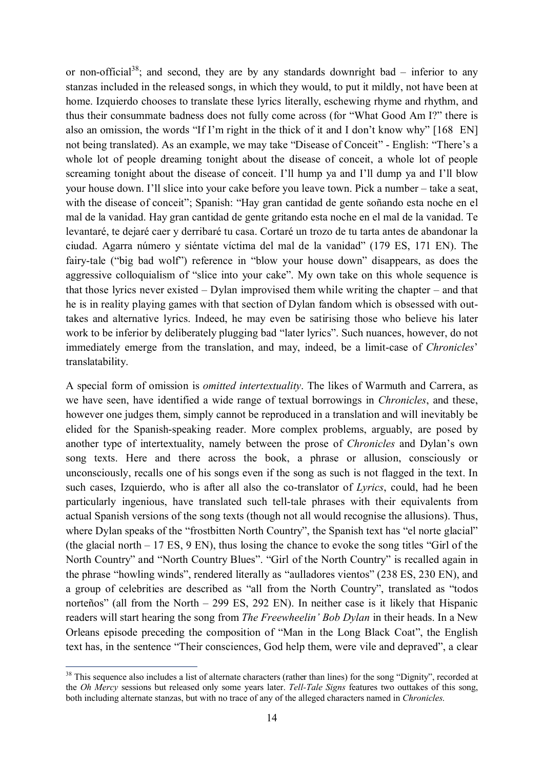or non-official[38]; and second, they are by any standards downright bad – inferior to any stanzas included in the released songs, in which they would, to put it mildly, not have been at home. Izquierdo chooses to translate these lyrics literally, eschewing rhyme and rhythm, and thus their consummate badness does not fully come across (for "What Good Am I?" there is also an omission, the words "If I'm right in the thick of it and I don't know why" [168 EN] not being translated). As an example, we may take "Disease of Conceit" - English: "There's a whole lot of people dreaming tonight about the disease of conceit, a whole lot of people screaming tonight about the disease of conceit. I'll hump ya and I'll dump ya and I'll blow your house down. I'll slice into your cake before you leave town. Pick a number – take a seat, with the disease of conceit"; Spanish: "Hay gran cantidad de gente soñando esta noche en el mal de la vanidad. Hay gran cantidad de gente gritando esta noche en el mal de la vanidad. Te levantaré, te dejaré caer y derribaré tu casa. Cortaré un trozo de tu tarta antes de abandonar la ciudad. Agarra número y siéntate víctima del mal de la vanidad" (179 ES, 171 EN). The fairy-tale ("big bad wolf") reference in "blow your house down" disappears, as does the aggressive colloquialism of "slice into your cake". My own take on this whole sequence is that those lyrics never existed – Dylan improvised them while writing the chapter – and that he is in reality playing games with that section of Dylan fandom which is obsessed with out-takes and alternative lyrics. Indeed, he may even be satirising those who believe his later work to be inferior by deliberately plugging bad "later lyrics". Such nuances, however, do not immediately emerge from the translation, and may, indeed, be a limit-case of *Chronicles*' translatability.

A special form of omission is *omitted intertextuality*. The likes of Warmuth and Carrera, as we have seen, have identified a wide range of textual borrowings in *Chronicles*, and these, however one judges them, simply cannot be reproduced in a translation and will inevitably be elided for the Spanish-speaking reader. More complex problems, arguably, are posed by another type of intertextuality, namely between the prose of *Chronicles* and Dylan's own song texts. Here and there across the book, a phrase or allusion, consciously or unconsciously, recalls one of his songs even if the song as such is not flagged in the text. In such cases, Izquierdo, who is after all also the co-translator of *Lyrics*, could, had he been particularly ingenious, have translated such tell-tale phrases with their equivalents from actual Spanish versions of the song texts (though not all would recognise the allusions). Thus, where Dylan speaks of the "frostbitten North Country", the Spanish text has "el norte glacial" (the glacial north – 17 ES, 9 EN), thus losing the chance to evoke the song titles "Girl of the North Country" and "North Country Blues". "Girl of the North Country" is recalled again in the phrase "howling winds", rendered literally as "aulladores vientos" (238 ES, 230 EN), and a group of celebrities are described as "all from the North Country", translated as "todos norteños" (all from the North – 299 ES, 292 EN). In neither case is it likely that Hispanic readers will start hearing the song from *The Freewheelin' Bob Dylan* in their heads. In a New Orleans episode preceding the composition of "Man in the Long Black Coat", the English text has, in the sentence "Their consciences, God help them, were vile and depraved", a clear

---

[38] This sequence also includes a list of alternate characters (rather than lines) for the song "Dignity", recorded at the *Oh Mercy* sessions but released only some years later. *Tell-Tale Signs* features two outtakes of this song, both including alternate stanzas, but with no trace of any of the alleged characters named in *Chronicles*.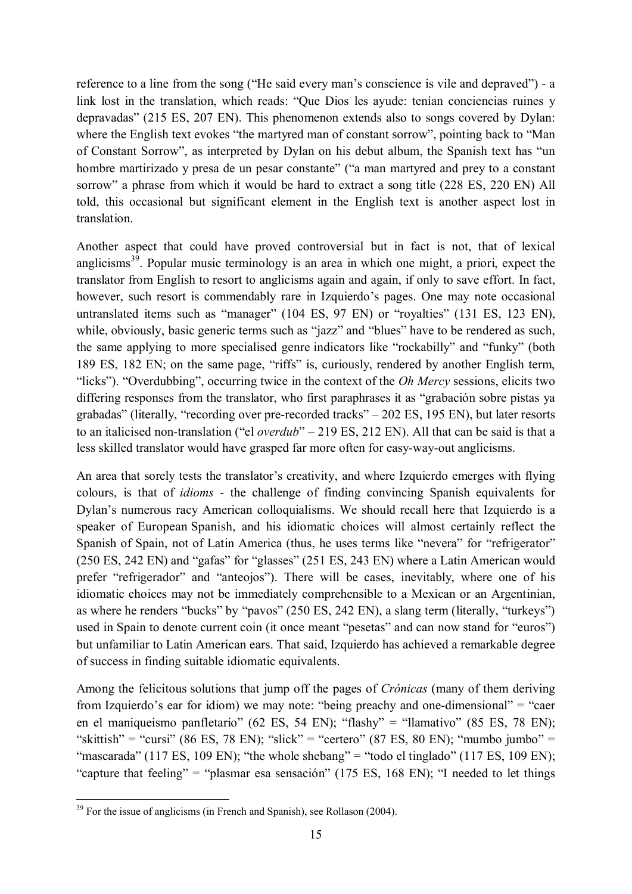reference to a line from the song ("He said every man's conscience is vile and depraved") - a link lost in the translation, which reads: "Que Dios les ayude: tenían conciencias ruines y depravadas" (215 ES, 207 EN). This phenomenon extends also to songs covered by Dylan: where the English text evokes "the martyred man of constant sorrow", pointing back to "Man of Constant Sorrow", as interpreted by Dylan on his debut album, the Spanish text has "un hombre martirizado y presa de un pesar constante" ("a man martyred and prey to a constant sorrow" a phrase from which it would be hard to extract a song title (228 ES, 220 EN) All told, this occasional but significant element in the English text is another aspect lost in translation.

Another aspect that could have proved controversial but in fact is not, that of lexical anglicisms[39]. Popular music terminology is an area in which one might, a priori, expect the translator from English to resort to anglicisms again and again, if only to save effort. In fact, however, such resort is commendably rare in Izquierdo's pages. One may note occasional untranslated items such as "manager" (104 ES, 97 EN) or "royalties" (131 ES, 123 EN), while, obviously, basic generic terms such as "jazz" and "blues" have to be rendered as such, the same applying to more specialised genre indicators like "rockabilly" and "funky" (both 189 ES, 182 EN; on the same page, "riffs" is, curiously, rendered by another English term, "licks"). "Overdubbing", occurring twice in the context of the *Oh Mercy* sessions, elicits two differing responses from the translator, who first paraphrases it as "grabación sobre pistas ya grabadas" (literally, "recording over pre-recorded tracks" – 202 ES, 195 EN), but later resorts to an italicised non-translation ("el *overdub*" – 219 ES, 212 EN). All that can be said is that a less skilled translator would have grasped far more often for easy-way-out anglicisms.

An area that sorely tests the translator's creativity, and where Izquierdo emerges with flying colours, is that of *idioms* - the challenge of finding convincing Spanish equivalents for Dylan's numerous racy American colloquialisms. We should recall here that Izquierdo is a speaker of European Spanish, and his idiomatic choices will almost certainly reflect the Spanish of Spain, not of Latin America (thus, he uses terms like "nevera" for "refrigerator" (250 ES, 242 EN) and "gafas" for "glasses" (251 ES, 243 EN) where a Latin American would prefer "refrigerador" and "anteojos"). There will be cases, inevitably, where one of his idiomatic choices may not be immediately comprehensible to a Mexican or an Argentinian, as where he renders "bucks" by "pavos" (250 ES, 242 EN), a slang term (literally, "turkeys") used in Spain to denote current coin (it once meant "pesetas" and can now stand for "euros") but unfamiliar to Latin American ears. That said, Izquierdo has achieved a remarkable degree of success in finding suitable idiomatic equivalents.

Among the felicitous solutions that jump off the pages of *Crónicas* (many of them deriving from Izquierdo's ear for idiom) we may note: "being preachy and one-dimensional" = "caer en el maniqueismo panfletario" (62 ES, 54 EN); "flashy" = "llamativo" (85 ES, 78 EN); "skittish" = "cursi" (86 ES, 78 EN); "slick" = "certero" (87 ES, 80 EN); "mumbo jumbo" = "mascarada" (117 ES, 109 EN); "the whole shebang" = "todo el tinglado" (117 ES, 109 EN); "capture that feeling" = "plasmar esa sensación" (175 ES, 168 EN); "I needed to let things

[39] For the issue of anglicisms (in French and Spanish), see Rollason (2004).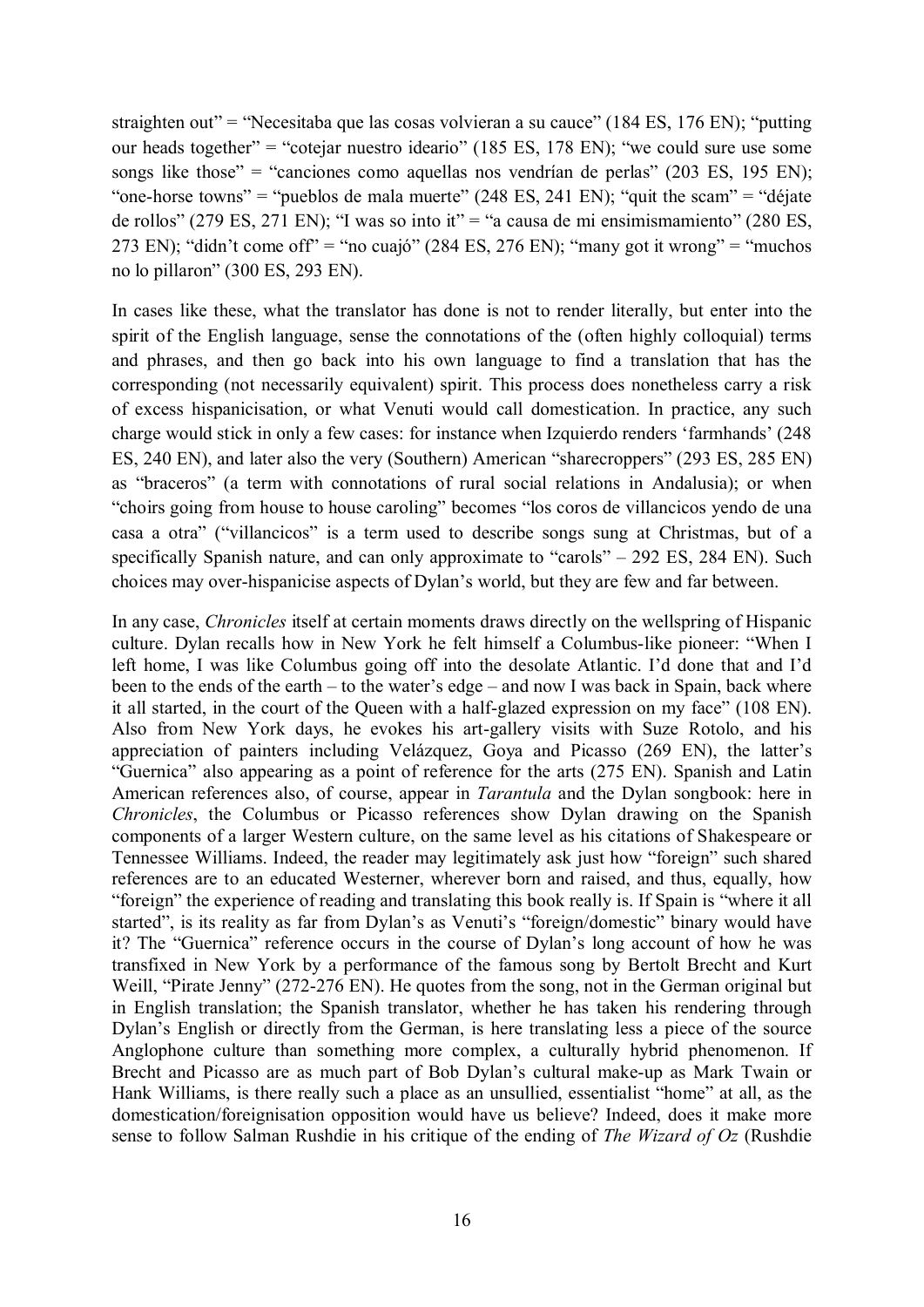straighten out" = "Necesitaba que las cosas volvieran a su cauce" (184 ES, 176 EN); "putting our heads together" = "cotejar nuestro ideario" (185 ES, 178 EN); "we could sure use some songs like those" = "canciones como aquellas nos vendrían de perlas" (203 ES, 195 EN); "one-horse towns" = "pueblos de mala muerte" (248 ES, 241 EN); "quit the scam" = "déjate de rollos" (279 ES, 271 EN); "I was so into it" = "a causa de mi ensimismamiento" (280 ES, 273 EN); "didn't come off" = "no cuajó" (284 ES, 276 EN); "many got it wrong" = "muchos no lo pillaron" (300 ES, 293 EN).

In cases like these, what the translator has done is not to render literally, but enter into the spirit of the English language, sense the connotations of the (often highly colloquial) terms and phrases, and then go back into his own language to find a translation that has the corresponding (not necessarily equivalent) spirit. This process does nonetheless carry a risk of excess hispanicisation, or what Venuti would call domestication. In practice, any such charge would stick in only a few cases: for instance when Izquierdo renders 'farmhands' (248 ES, 240 EN), and later also the very (Southern) American "sharecroppers" (293 ES, 285 EN) as "braceros" (a term with connotations of rural social relations in Andalusia); or when "choirs going from house to house caroling" becomes "los coros de villancicos yendo de una casa a otra" ("villancicos" is a term used to describe songs sung at Christmas, but of a specifically Spanish nature, and can only approximate to "carols" – 292 ES, 284 EN). Such choices may over-hispanicise aspects of Dylan's world, but they are few and far between.

In any case, *Chronicles* itself at certain moments draws directly on the wellspring of Hispanic culture. Dylan recalls how in New York he felt himself a Columbus-like pioneer: "When I left home, I was like Columbus going off into the desolate Atlantic. I'd done that and I'd been to the ends of the earth – to the water's edge – and now I was back in Spain, back where it all started, in the court of the Queen with a half-glazed expression on my face" (108 EN). Also from New York days, he evokes his art-gallery visits with Suze Rotolo, and his appreciation of painters including Velázquez, Goya and Picasso (269 EN), the latter's "Guernica" also appearing as a point of reference for the arts (275 EN). Spanish and Latin American references also, of course, appear in *Tarantula* and the Dylan songbook: here in *Chronicles*, the Columbus or Picasso references show Dylan drawing on the Spanish components of a larger Western culture, on the same level as his citations of Shakespeare or Tennessee Williams. Indeed, the reader may legitimately ask just how "foreign" such shared references are to an educated Westerner, wherever born and raised, and thus, equally, how "foreign" the experience of reading and translating this book really is. If Spain is "where it all started", is its reality as far from Dylan's as Venuti's "foreign/domestic" binary would have it? The "Guernica" reference occurs in the course of Dylan's long account of how he was transfixed in New York by a performance of the famous song by Bertolt Brecht and Kurt Weill, "Pirate Jenny" (272-276 EN). He quotes from the song, not in the German original but in English translation; the Spanish translator, whether he has taken his rendering through Dylan's English or directly from the German, is here translating less a piece of the source Anglophone culture than something more complex, a culturally hybrid phenomenon. If Brecht and Picasso are as much part of Bob Dylan's cultural make-up as Mark Twain or Hank Williams, is there really such a place as an unsullied, essentialist "home" at all, as the domestication/foreignisation opposition would have us believe? Indeed, does it make more sense to follow Salman Rushdie in his critique of the ending of *The Wizard of Oz* (Rushdie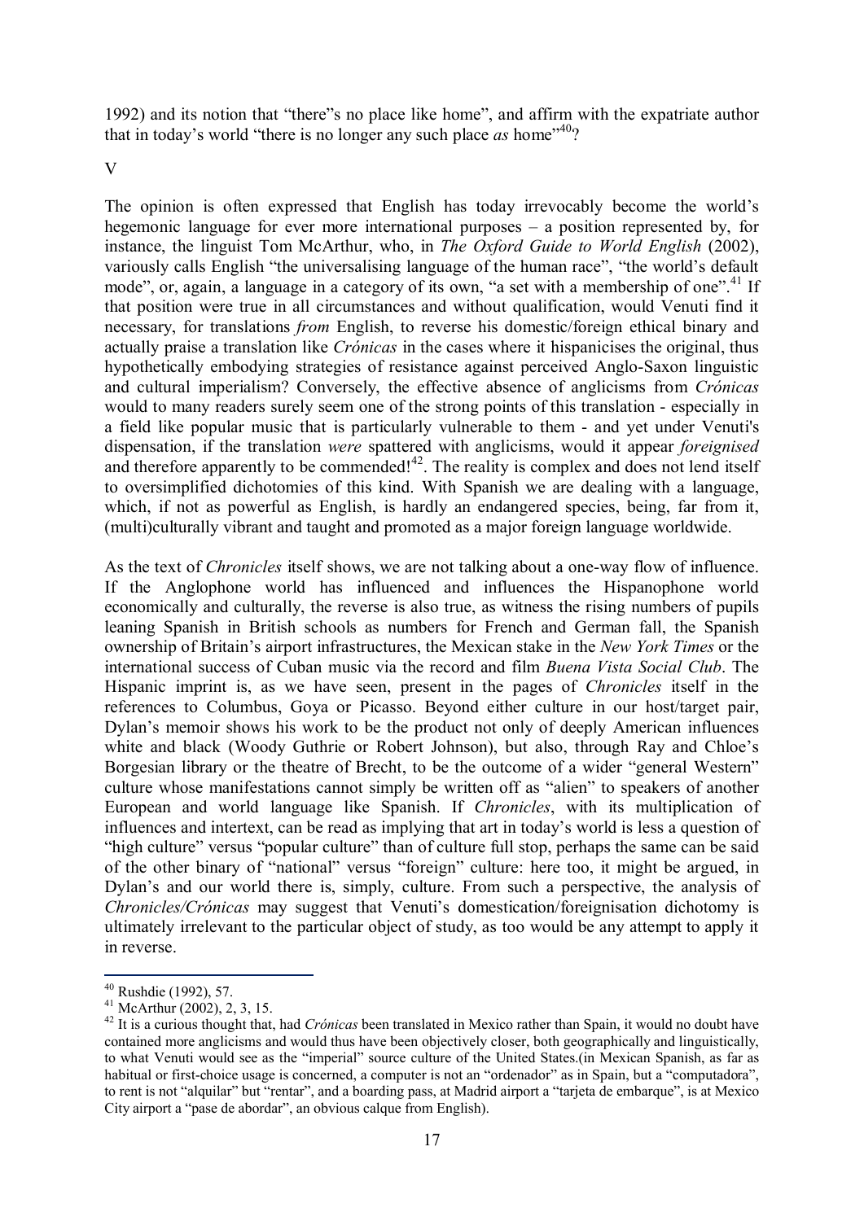1992) and its notion that "there"s no place like home", and affirm with the expatriate author that in today's world "there is no longer any such place *as* home"[40]?

V

The opinion is often expressed that English has today irrevocably become the world's hegemonic language for ever more international purposes – a position represented by, for instance, the linguist Tom McArthur, who, in *The Oxford Guide to World English* (2002), variously calls English "the universalising language of the human race", "the world's default mode", or, again, a language in a category of its own, "a set with a membership of one".[41] If that position were true in all circumstances and without qualification, would Venuti find it necessary, for translations *from* English, to reverse his domestic/foreign ethical binary and actually praise a translation like *Crónicas* in the cases where it hispanicises the original, thus hypothetically embodying strategies of resistance against perceived Anglo-Saxon linguistic and cultural imperialism? Conversely, the effective absence of anglicisms from *Crónicas* would to many readers surely seem one of the strong points of this translation - especially in a field like popular music that is particularly vulnerable to them - and yet under Venuti's dispensation, if the translation *were* spattered with anglicisms, would it appear *foreignised* and therefore apparently to be commended![42]. The reality is complex and does not lend itself to oversimplified dichotomies of this kind. With Spanish we are dealing with a language, which, if not as powerful as English, is hardly an endangered species, being, far from it, (multi)culturally vibrant and taught and promoted as a major foreign language worldwide.

As the text of *Chronicles* itself shows, we are not talking about a one-way flow of influence. If the Anglophone world has influenced and influences the Hispanophone world economically and culturally, the reverse is also true, as witness the rising numbers of pupils leaning Spanish in British schools as numbers for French and German fall, the Spanish ownership of Britain's airport infrastructures, the Mexican stake in the *New York Times* or the international success of Cuban music via the record and film *Buena Vista Social Club*. The Hispanic imprint is, as we have seen, present in the pages of *Chronicles* itself in the references to Columbus, Goya or Picasso. Beyond either culture in our host/target pair, Dylan's memoir shows his work to be the product not only of deeply American influences white and black (Woody Guthrie or Robert Johnson), but also, through Ray and Chloe's Borgesian library or the theatre of Brecht, to be the outcome of a wider "general Western" culture whose manifestations cannot simply be written off as "alien" to speakers of another European and world language like Spanish. If *Chronicles*, with its multiplication of influences and intertext, can be read as implying that art in today's world is less a question of "high culture" versus "popular culture" than of culture full stop, perhaps the same can be said of the other binary of "national" versus "foreign" culture: here too, it might be argued, in Dylan's and our world there is, simply, culture. From such a perspective, the analysis of *Chronicles/Crónicas* may suggest that Venuti's domestication/foreignisation dichotomy is ultimately irrelevant to the particular object of study, as too would be any attempt to apply it in reverse.

---

[40] Rushdie (1992), 57.

[41] McArthur (2002), 2, 3, 15.

[42] It is a curious thought that, had *Crónicas* been translated in Mexico rather than Spain, it would no doubt have contained more anglicisms and would thus have been objectively closer, both geographically and linguistically, to what Venuti would see as the "imperial" source culture of the United States.(in Mexican Spanish, as far as habitual or first-choice usage is concerned, a computer is not an "ordenador" as in Spain, but a "computadora", to rent is not "alquilar" but "rentar", and a boarding pass, at Madrid airport a "tarjeta de embarque", is at Mexico City airport a "pase de abordar", an obvious calque from English).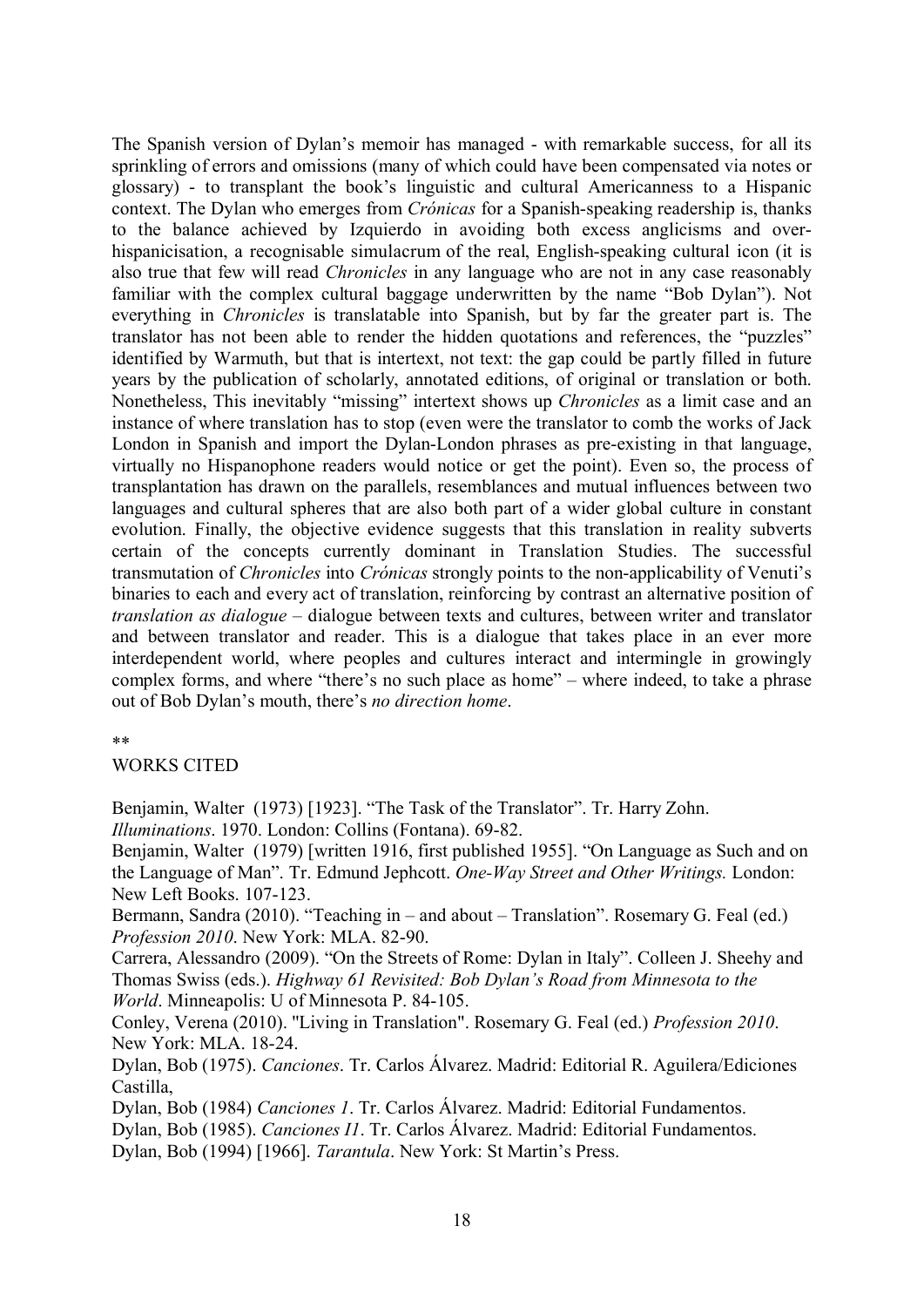The Spanish version of Dylan's memoir has managed - with remarkable success, for all its sprinkling of errors and omissions (many of which could have been compensated via notes or glossary) - to transplant the book's linguistic and cultural Americanness to a Hispanic context. The Dylan who emerges from *Crónicas* for a Spanish-speaking readership is, thanks to the balance achieved by Izquierdo in avoiding both excess anglicisms and over-hispanicisation, a recognisable simulacrum of the real, English-speaking cultural icon (it is also true that few will read *Chronicles* in any language who are not in any case reasonably familiar with the complex cultural baggage underwritten by the name "Bob Dylan"). Not everything in *Chronicles* is translatable into Spanish, but by far the greater part is. The translator has not been able to render the hidden quotations and references, the "puzzles" identified by Warmuth, but that is intertext, not text: the gap could be partly filled in future years by the publication of scholarly, annotated editions, of original or translation or both. Nonetheless, This inevitably "missing" intertext shows up *Chronicles* as a limit case and an instance of where translation has to stop (even were the translator to comb the works of Jack London in Spanish and import the Dylan-London phrases as pre-existing in that language, virtually no Hispanophone readers would notice or get the point). Even so, the process of transplantation has drawn on the parallels, resemblances and mutual influences between two languages and cultural spheres that are also both part of a wider global culture in constant evolution. Finally, the objective evidence suggests that this translation in reality subverts certain of the concepts currently dominant in Translation Studies. The successful transmutation of *Chronicles* into *Crónicas* strongly points to the non-applicability of Venuti's binaries to each and every act of translation, reinforcing by contrast an alternative position of *translation as dialogue* – dialogue between texts and cultures, between writer and translator and between translator and reader. This is a dialogue that takes place in an ever more interdependent world, where peoples and cultures interact and intermingle in growingly complex forms, and where "there's no such place as home" – where indeed, to take a phrase out of Bob Dylan's mouth, there's *no direction home*.

**

## WORKS CITED

Benjamin, Walter (1973) [1923]. "The Task of the Translator". Tr. Harry Zohn. *Illuminations*. 1970. London: Collins (Fontana). 69-82.

Benjamin, Walter (1979) [written 1916, first published 1955]. "On Language as Such and on the Language of Man". Tr. Edmund Jephcott. *One-Way Street and Other Writings.* London: New Left Books. 107-123.

Bermann, Sandra (2010). "Teaching in – and about – Translation". Rosemary G. Feal (ed.) *Profession 2010*. New York: MLA. 82-90.

Carrera, Alessandro (2009). "On the Streets of Rome: Dylan in Italy". Colleen J. Sheehy and Thomas Swiss (eds.). *Highway 61 Revisited: Bob Dylan's Road from Minnesota to the World*. Minneapolis: U of Minnesota P. 84-105.

Conley, Verena (2010). "Living in Translation". Rosemary G. Feal (ed.) *Profession 2010*. New York: MLA. 18-24.

Dylan, Bob (1975). *Canciones*. Tr. Carlos Álvarez. Madrid: Editorial R. Aguilera/Ediciones Castilla,

Dylan, Bob (1984) *Canciones 1*. Tr. Carlos Álvarez. Madrid: Editorial Fundamentos.

Dylan, Bob (1985). *Canciones I1*. Tr. Carlos Álvarez. Madrid: Editorial Fundamentos.

Dylan, Bob (1994) [1966]. *Tarantula*. New York: St Martin's Press.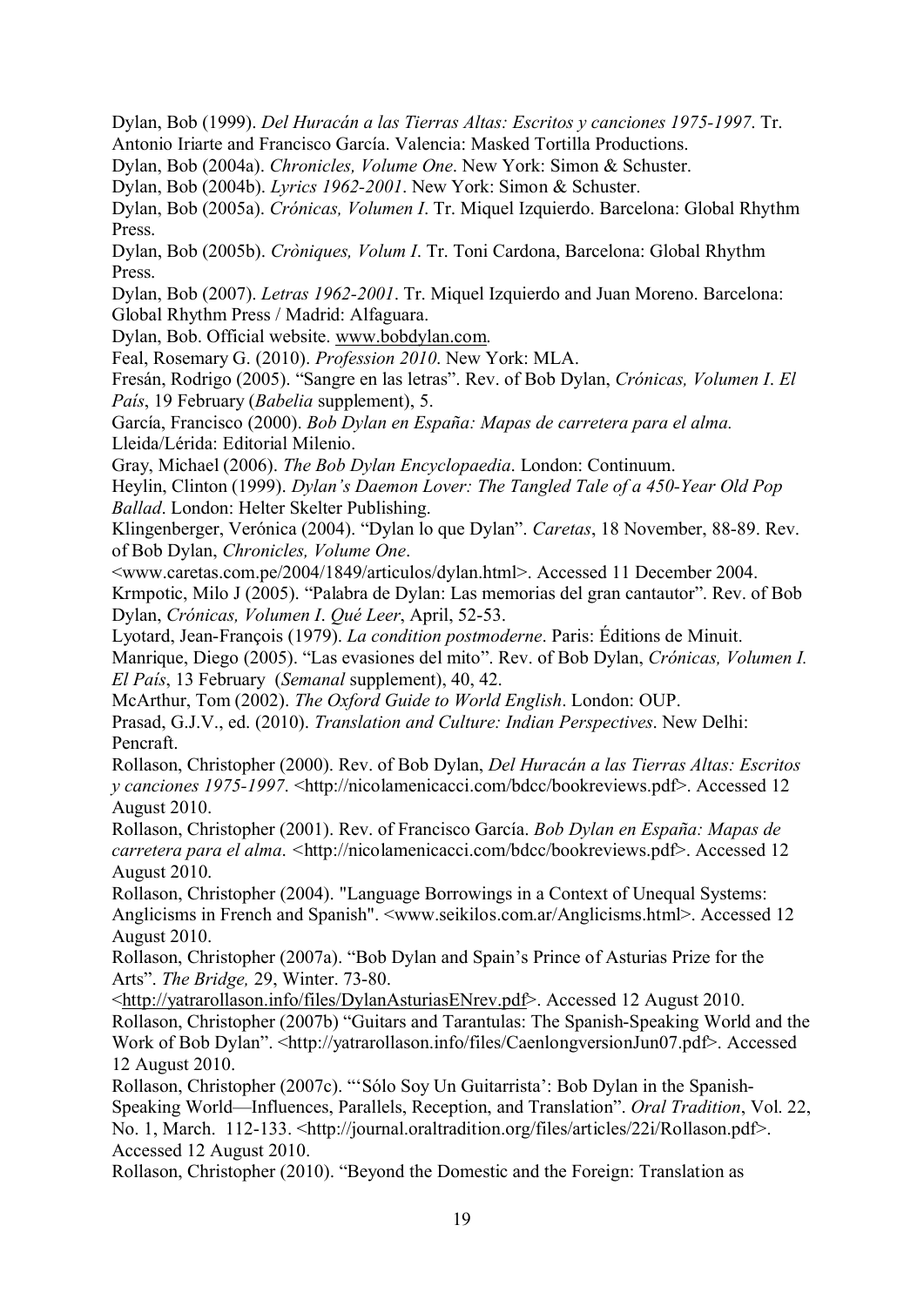Dylan, Bob (1999). *Del Huracán a las Tierras Altas: Escritos y canciones 1975-1997*. Tr. Antonio Iriarte and Francisco García. Valencia: Masked Tortilla Productions.

Dylan, Bob (2004a). *Chronicles, Volume One*. New York: Simon & Schuster.

Dylan, Bob (2004b). *Lyrics 1962-2001*. New York: Simon & Schuster.

Dylan, Bob (2005a). *Crónicas, Volumen I*. Tr. Miquel Izquierdo. Barcelona: Global Rhythm Press.

Dylan, Bob (2005b). *Cròniques, Volum I*. Tr. Toni Cardona, Barcelona: Global Rhythm Press.

Dylan, Bob (2007). *Letras 1962-2001*. Tr. Miquel Izquierdo and Juan Moreno. Barcelona: Global Rhythm Press / Madrid: Alfaguara.

Dylan, Bob. Official website. www.bobdylan.com.

Feal, Rosemary G. (2010). *Profession 2010*. New York: MLA.

Fresán, Rodrigo (2005). "Sangre en las letras". Rev. of Bob Dylan, *Crónicas, Volumen I*. *El País*, 19 February (*Babelia* supplement), 5.

García, Francisco (2000). *Bob Dylan en España: Mapas de carretera para el alma.* Lleida/Lérida: Editorial Milenio.

Gray, Michael (2006). *The Bob Dylan Encyclopaedia*. London: Continuum.

Heylin, Clinton (1999). *Dylan's Daemon Lover: The Tangled Tale of a 450-Year Old Pop Ballad*. London: Helter Skelter Publishing.

Klingenberger, Verónica (2004). "Dylan lo que Dylan". *Caretas*, 18 November, 88-89. Rev. of Bob Dylan, *Chronicles, Volume One*. <www.caretas.com.pe/2004/1849/articulos/dylan.html>. Accessed 11 December 2004.

Krmpotic, Milo J (2005). "Palabra de Dylan: Las memorias del gran cantautor". Rev. of Bob Dylan, *Crónicas, Volumen I*. *Qué Leer*, April, 52-53.

Lyotard, Jean-François (1979). *La condition postmoderne*. Paris: Éditions de Minuit.

Manrique, Diego (2005). "Las evasiones del mito". Rev. of Bob Dylan, *Crónicas, Volumen I. El País*, 13 February (*Semanal* supplement), 40, 42.

McArthur, Tom (2002). *The Oxford Guide to World English*. London: OUP.

Prasad, G.J.V., ed. (2010). *Translation and Culture: Indian Perspectives*. New Delhi: Pencraft.

Rollason, Christopher (2000). Rev. of Bob Dylan, *Del Huracán a las Tierras Altas: Escritos y canciones 1975-1997*. <http://nicolamenicacci.com/bdcc/bookreviews.pdf>. Accessed 12 August 2010.

Rollason, Christopher (2001). Rev. of Francisco García. *Bob Dylan en España: Mapas de carretera para el alma*. <http://nicolamenicacci.com/bdcc/bookreviews.pdf>. Accessed 12 August 2010.

Rollason, Christopher (2004). "Language Borrowings in a Context of Unequal Systems: Anglicisms in French and Spanish". <www.seikilos.com.ar/Anglicisms.html>. Accessed 12 August 2010.

Rollason, Christopher (2007a). "Bob Dylan and Spain's Prince of Asturias Prize for the Arts". *The Bridge,* 29, Winter. 73-80. <http://yatrarollason.info/files/DylanAsturiasENrev.pdf>. Accessed 12 August 2010.

Rollason, Christopher (2007b) "Guitars and Tarantulas: The Spanish-Speaking World and the Work of Bob Dylan". <http://yatrarollason.info/files/CaenlongversionJun07.pdf>. Accessed 12 August 2010.

Rollason, Christopher (2007c). "'Sólo Soy Un Guitarrista': Bob Dylan in the Spanish-Speaking World—Influences, Parallels, Reception, and Translation". *Oral Tradition*, Vol. 22, No. 1, March. 112-133. <http://journal.oraltradition.org/files/articles/22i/Rollason.pdf>. Accessed 12 August 2010.

Rollason, Christopher (2010). "Beyond the Domestic and the Foreign: Translation as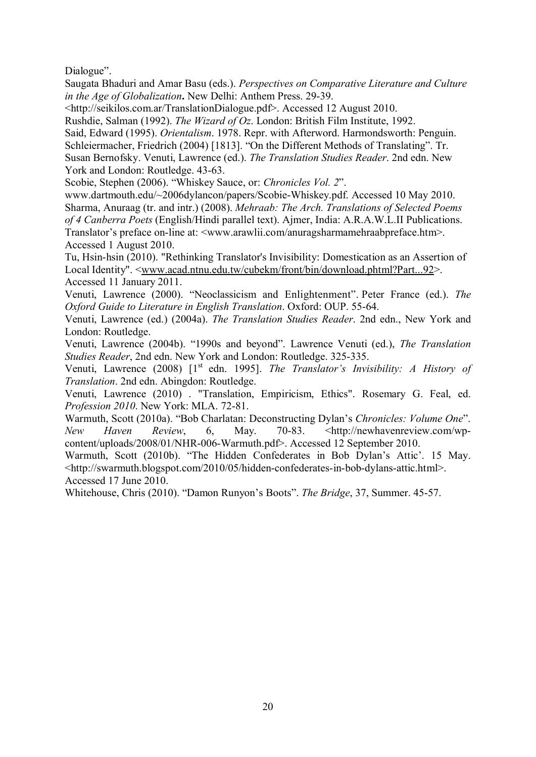Dialogue".

Saugata Bhaduri and Amar Basu (eds.). *Perspectives on Comparative Literature and Culture in the Age of Globalization***.** New Delhi: Anthem Press. 29-39. <http://seikilos.com.ar/TranslationDialogue.pdf>. Accessed 12 August 2010.

Rushdie, Salman (1992). *The Wizard of Oz*. London: British Film Institute, 1992.

Said, Edward (1995). *Orientalism*. 1978. Repr. with Afterword. Harmondsworth: Penguin.

Schleiermacher, Friedrich (2004) [1813]. "On the Different Methods of Translating". Tr. Susan Bernofsky. Venuti, Lawrence (ed.). *The Translation Studies Reader*. 2nd edn. New York and London: Routledge. 43-63.

Scobie, Stephen (2006). "Whiskey Sauce, or: *Chronicles Vol. 2*". www.dartmouth.edu/~2006dylancon/papers/Scobie-Whiskey.pdf. Accessed 10 May 2010.

Sharma, Anuraag (tr. and intr.) (2008). *Mehraab: The Arch. Translations of Selected Poems of 4 Canberra Poets* (English/Hindi parallel text). Ajmer, India: A.R.A.W.L.II Publications. Translator's preface on-line at: <www.arawlii.com/anuragsharmamehraabpreface.htm>. Accessed 1 August 2010.

Tu, Hsin-hsin (2010). "Rethinking Translator's Invisibility: Domestication as an Assertion of Local Identity". <www.acad.ntnu.edu.tw/cubekm/front/bin/download.phtml?Part...92>. Accessed 11 January 2011.

Venuti, Lawrence (2000). "Neoclassicism and Enlightenment". Peter France (ed.). *The Oxford Guide to Literature in English Translation*. Oxford: OUP. 55-64.

Venuti, Lawrence (ed.) (2004a). *The Translation Studies Reader*. 2nd edn., New York and London: Routledge.

Venuti, Lawrence (2004b). "1990s and beyond". Lawrence Venuti (ed.), *The Translation Studies Reader*, 2nd edn. New York and London: Routledge. 325-335.

Venuti, Lawrence (2008) [1st edn. 1995]. *The Translator's Invisibility: A History of Translation*. 2nd edn. Abingdon: Routledge.

Venuti, Lawrence (2010) . "Translation, Empiricism, Ethics". Rosemary G. Feal, ed. *Profession 2010*. New York: MLA. 72-81.

Warmuth, Scott (2010a). "Bob Charlatan: Deconstructing Dylan's *Chronicles: Volume One*". *New Haven Review*, 6, May. 70-83. <http://newhavenreview.com/wp-content/uploads/2008/01/NHR-006-Warmuth.pdf>. Accessed 12 September 2010.

Warmuth, Scott (2010b). "The Hidden Confederates in Bob Dylan's Attic'. 15 May. <http://swarmuth.blogspot.com/2010/05/hidden-confederates-in-bob-dylans-attic.html>. Accessed 17 June 2010.

Whitehouse, Chris (2010). "Damon Runyon's Boots". *The Bridge*, 37, Summer. 45-57.